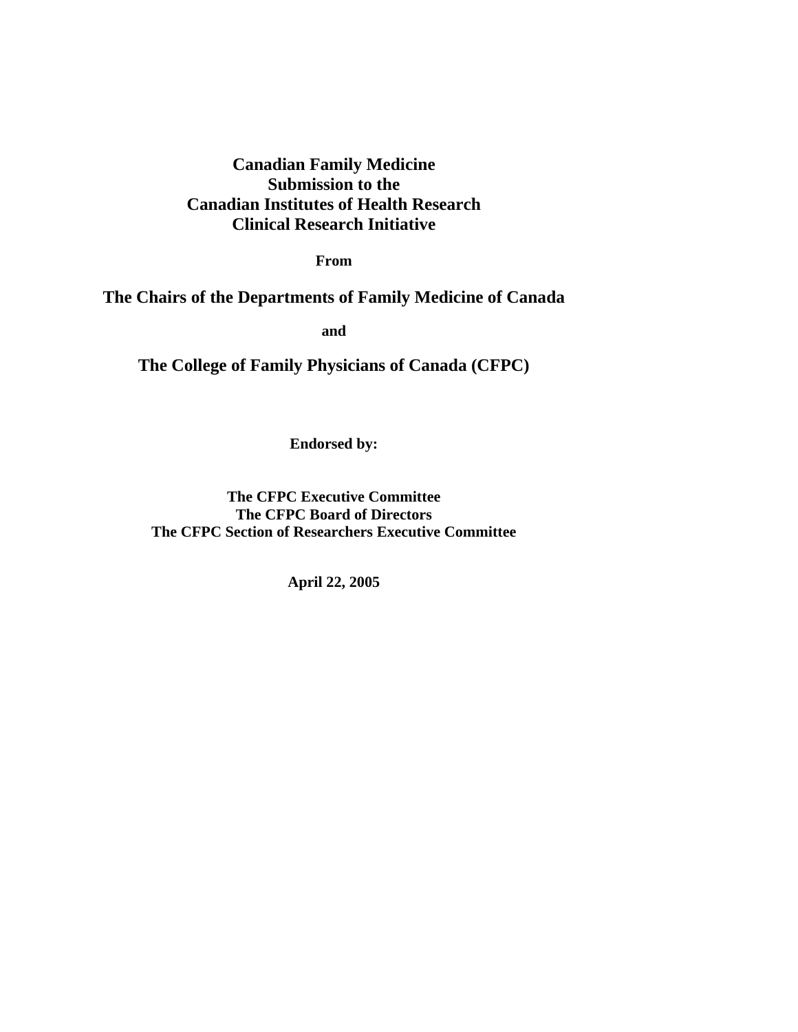# Canadian Family Medicine
# Submission to the
# Canadian Institutes of Health Research
# Clinical Research Initiative

**From**

## The Chairs of the Departments of Family Medicine of Canada

**and**

## The College of Family Physicians of Canada (CFPC)

**Endorsed by:**

**The CFPC Executive Committee**
**The CFPC Board of Directors**
**The CFPC Section of Researchers Executive Committee**

**April 22, 2005**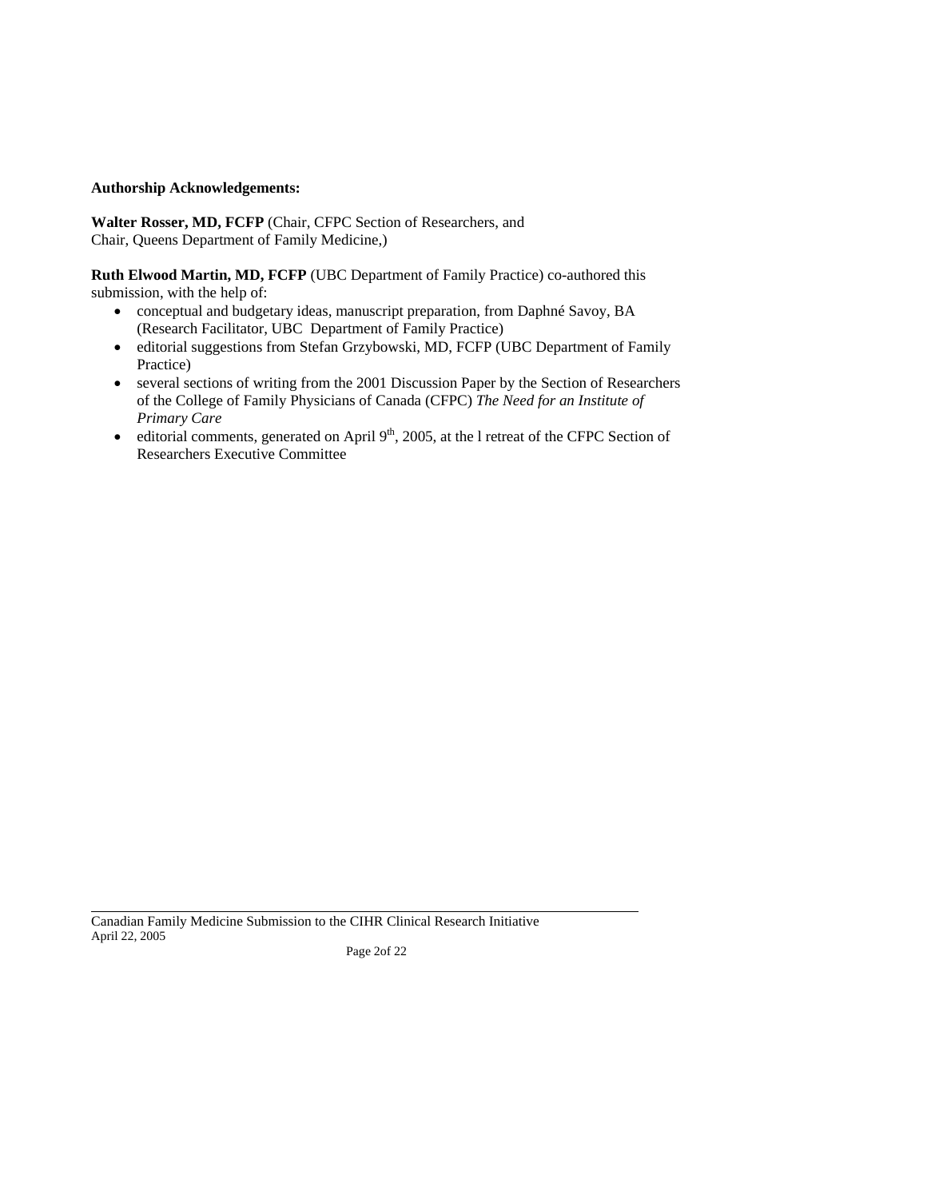**Authorship Acknowledgements:**

**Walter Rosser, MD, FCFP** (Chair, CFPC Section of Researchers, and Chair, Queens Department of Family Medicine,)

**Ruth Elwood Martin, MD, FCFP** (UBC Department of Family Practice) co-authored this submission, with the help of:

- conceptual and budgetary ideas, manuscript preparation, from Daphné Savoy, BA (Research Facilitator, UBC Department of Family Practice)
- editorial suggestions from Stefan Grzybowski, MD, FCFP (UBC Department of Family Practice)
- several sections of writing from the 2001 Discussion Paper by the Section of Researchers of the College of Family Physicians of Canada (CFPC) *The Need for an Institute of Primary Care*
- editorial comments, generated on April 9th, 2005, at the l retreat of the CFPC Section of Researchers Executive Committee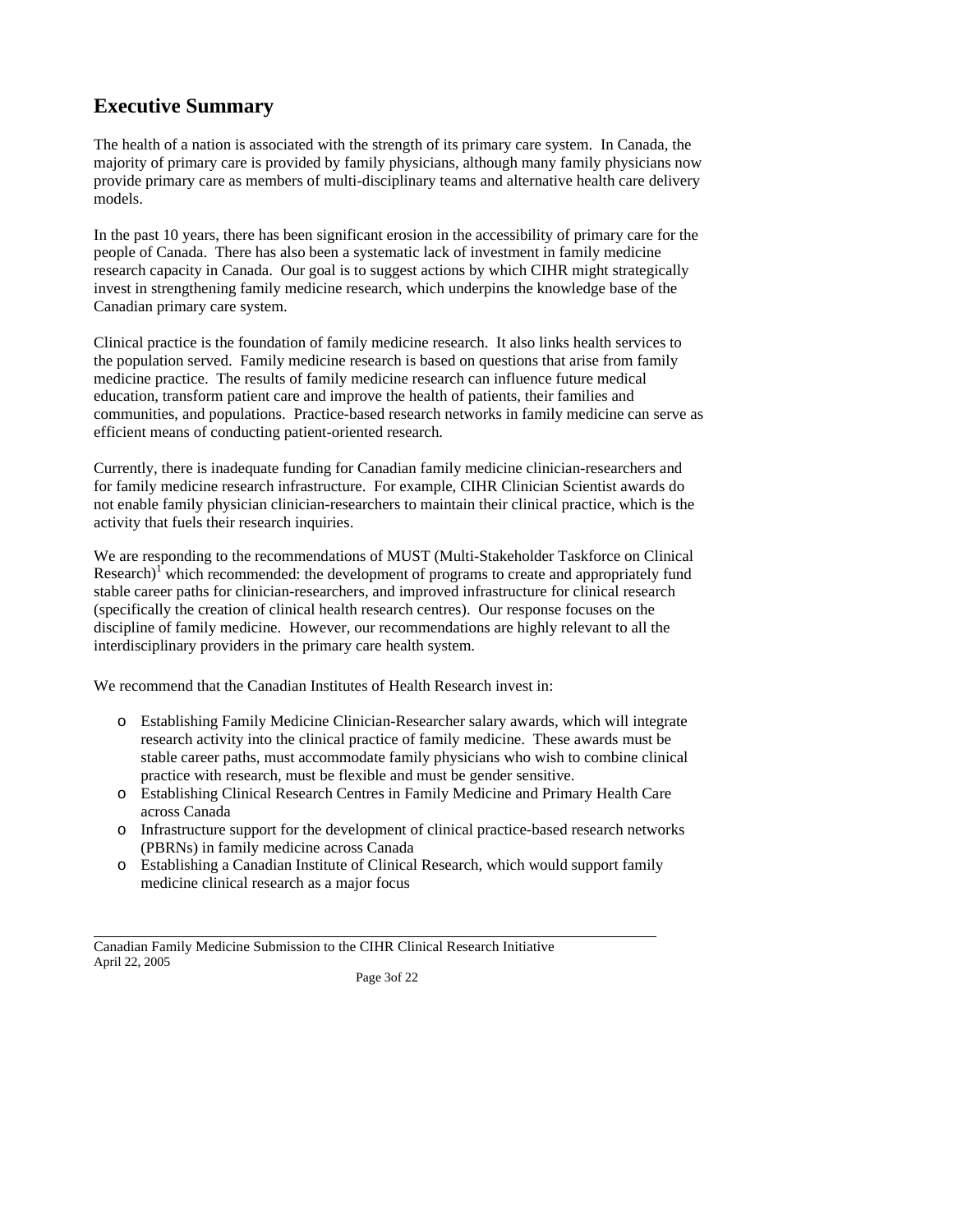## Executive Summary

The health of a nation is associated with the strength of its primary care system. In Canada, the majority of primary care is provided by family physicians, although many family physicians now provide primary care as members of multi-disciplinary teams and alternative health care delivery models.

In the past 10 years, there has been significant erosion in the accessibility of primary care for the people of Canada. There has also been a systematic lack of investment in family medicine research capacity in Canada. Our goal is to suggest actions by which CIHR might strategically invest in strengthening family medicine research, which underpins the knowledge base of the Canadian primary care system.

Clinical practice is the foundation of family medicine research. It also links health services to the population served. Family medicine research is based on questions that arise from family medicine practice. The results of family medicine research can influence future medical education, transform patient care and improve the health of patients, their families and communities, and populations. Practice-based research networks in family medicine can serve as efficient means of conducting patient-oriented research.

Currently, there is inadequate funding for Canadian family medicine clinician-researchers and for family medicine research infrastructure. For example, CIHR Clinician Scientist awards do not enable family physician clinician-researchers to maintain their clinical practice, which is the activity that fuels their research inquiries.

We are responding to the recommendations of MUST (Multi-Stakeholder Taskforce on Clinical Research)[1] which recommended: the development of programs to create and appropriately fund stable career paths for clinician-researchers, and improved infrastructure for clinical research (specifically the creation of clinical health research centres). Our response focuses on the discipline of family medicine. However, our recommendations are highly relevant to all the interdisciplinary providers in the primary care health system.

We recommend that the Canadian Institutes of Health Research invest in:

- Establishing Family Medicine Clinician-Researcher salary awards, which will integrate research activity into the clinical practice of family medicine. These awards must be stable career paths, must accommodate family physicians who wish to combine clinical practice with research, must be flexible and must be gender sensitive.
- Establishing Clinical Research Centres in Family Medicine and Primary Health Care across Canada
- Infrastructure support for the development of clinical practice-based research networks (PBRNs) in family medicine across Canada
- Establishing a Canadian Institute of Clinical Research, which would support family medicine clinical research as a major focus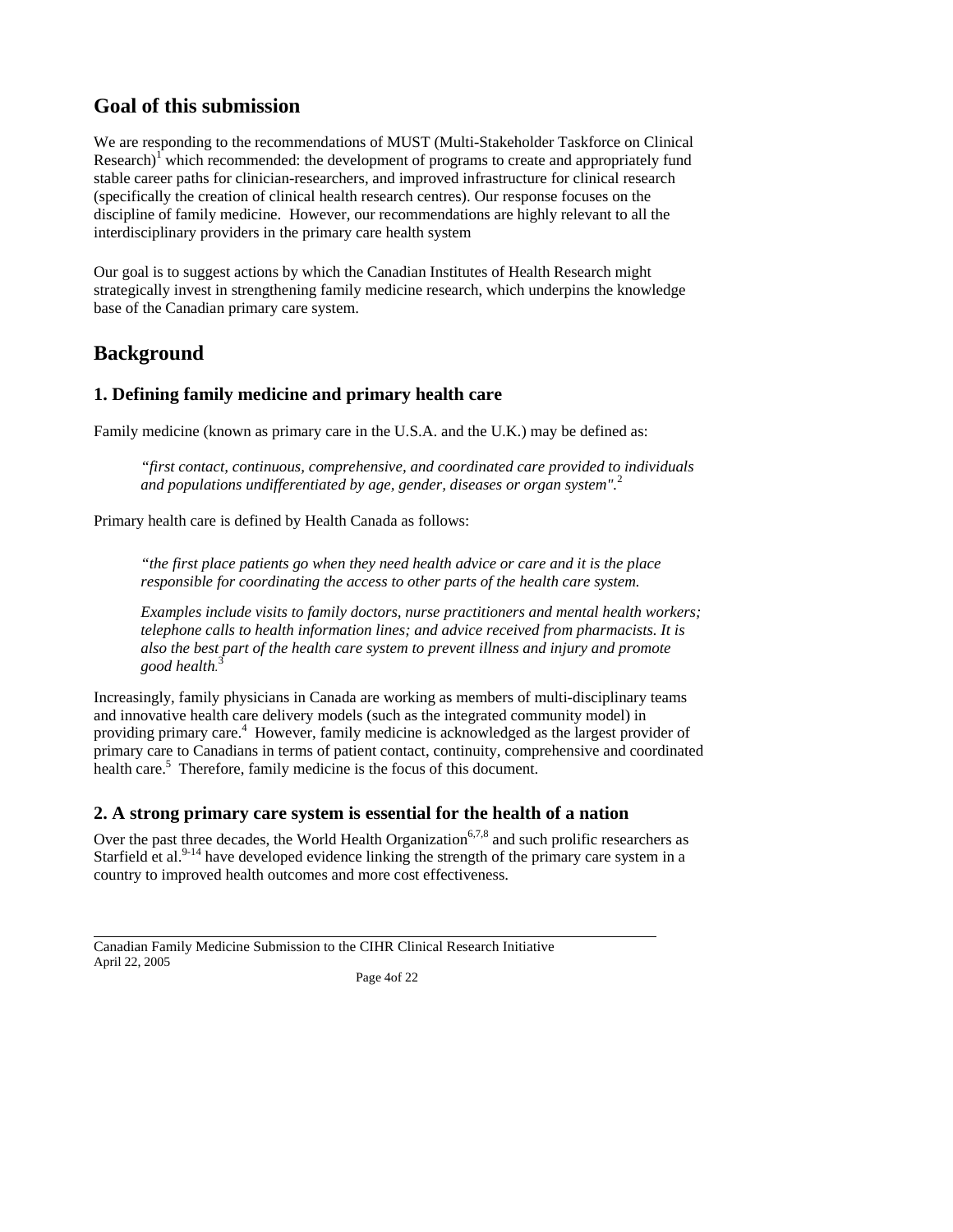## Goal of this submission

We are responding to the recommendations of MUST (Multi-Stakeholder Taskforce on Clinical Research)[1] which recommended: the development of programs to create and appropriately fund stable career paths for clinician-researchers, and improved infrastructure for clinical research (specifically the creation of clinical health research centres). Our response focuses on the discipline of family medicine. However, our recommendations are highly relevant to all the interdisciplinary providers in the primary care health system

Our goal is to suggest actions by which the Canadian Institutes of Health Research might strategically invest in strengthening family medicine research, which underpins the knowledge base of the Canadian primary care system.

## Background

### 1. Defining family medicine and primary health care

Family medicine (known as primary care in the U.S.A. and the U.K.) may be defined as:

> *"first contact, continuous, comprehensive, and coordinated care provided to individuals and populations undifferentiated by age, gender, diseases or organ system".*[2]

Primary health care is defined by Health Canada as follows:

> *"the first place patients go when they need health advice or care and it is the place responsible for coordinating the access to other parts of the health care system.*
>
> *Examples include visits to family doctors, nurse practitioners and mental health workers; telephone calls to health information lines; and advice received from pharmacists. It is also the best part of the health care system to prevent illness and injury and promote good health.*[3]

Increasingly, family physicians in Canada are working as members of multi-disciplinary teams and innovative health care delivery models (such as the integrated community model) in providing primary care.[4] However, family medicine is acknowledged as the largest provider of primary care to Canadians in terms of patient contact, continuity, comprehensive and coordinated health care.[5] Therefore, family medicine is the focus of this document.

### 2. A strong primary care system is essential for the health of a nation

Over the past three decades, the World Health Organization[6,7,8] and such prolific researchers as Starfield et al.[9-14] have developed evidence linking the strength of the primary care system in a country to improved health outcomes and more cost effectiveness.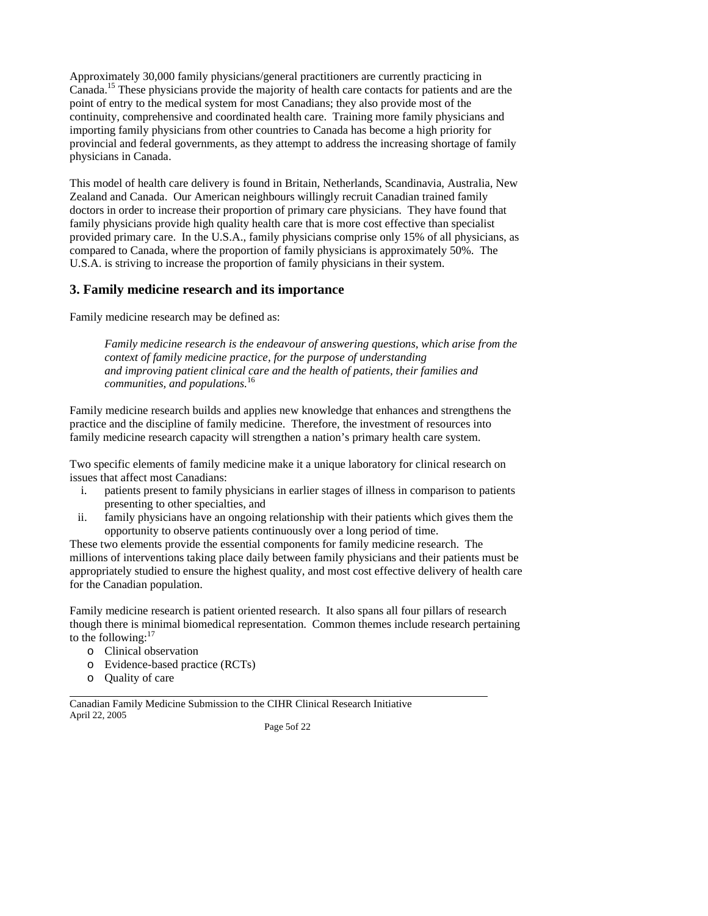Approximately 30,000 family physicians/general practitioners are currently practicing in Canada.[15] These physicians provide the majority of health care contacts for patients and are the point of entry to the medical system for most Canadians; they also provide most of the continuity, comprehensive and coordinated health care. Training more family physicians and importing family physicians from other countries to Canada has become a high priority for provincial and federal governments, as they attempt to address the increasing shortage of family physicians in Canada.

This model of health care delivery is found in Britain, Netherlands, Scandinavia, Australia, New Zealand and Canada. Our American neighbours willingly recruit Canadian trained family doctors in order to increase their proportion of primary care physicians. They have found that family physicians provide high quality health care that is more cost effective than specialist provided primary care. In the U.S.A., family physicians comprise only 15% of all physicians, as compared to Canada, where the proportion of family physicians is approximately 50%. The U.S.A. is striving to increase the proportion of family physicians in their system.

## 3. Family medicine research and its importance

Family medicine research may be defined as:

> *Family medicine research is the endeavour of answering questions, which arise from the context of family medicine practice, for the purpose of understanding and improving patient clinical care and the health of patients, their families and communities, and populations.*[16]

Family medicine research builds and applies new knowledge that enhances and strengthens the practice and the discipline of family medicine. Therefore, the investment of resources into family medicine research capacity will strengthen a nation's primary health care system.

Two specific elements of family medicine make it a unique laboratory for clinical research on issues that affect most Canadians:

i. patients present to family physicians in earlier stages of illness in comparison to patients presenting to other specialties, and
ii. family physicians have an ongoing relationship with their patients which gives them the opportunity to observe patients continuously over a long period of time.

These two elements provide the essential components for family medicine research. The millions of interventions taking place daily between family physicians and their patients must be appropriately studied to ensure the highest quality, and most cost effective delivery of health care for the Canadian population.

Family medicine research is patient oriented research. It also spans all four pillars of research though there is minimal biomedical representation. Common themes include research pertaining to the following:[17]

- Clinical observation
- Evidence-based practice (RCTs)
- Quality of care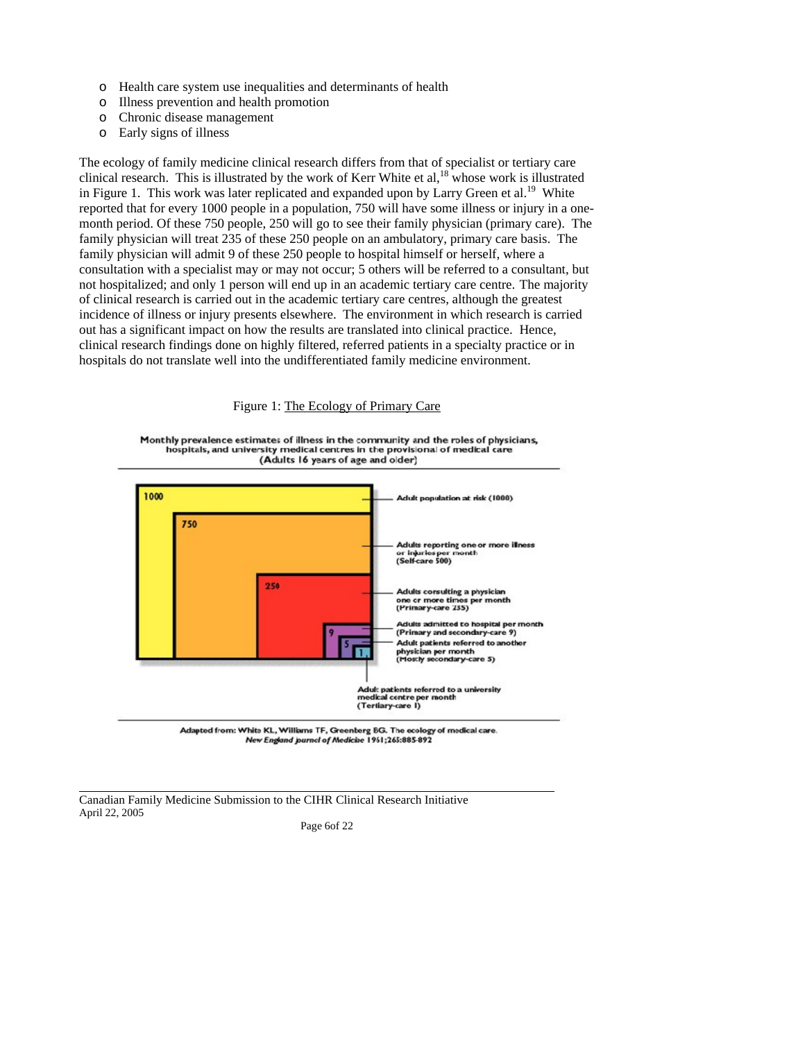- Health care system use inequalities and determinants of health
- Illness prevention and health promotion
- Chronic disease management
- Early signs of illness

The ecology of family medicine clinical research differs from that of specialist or tertiary care clinical research. This is illustrated by the work of Kerr White et al,[18] whose work is illustrated in Figure 1. This work was later replicated and expanded upon by Larry Green et al.[19] White reported that for every 1000 people in a population, 750 will have some illness or injury in a one-month period. Of these 750 people, 250 will go to see their family physician (primary care). The family physician will treat 235 of these 250 people on an ambulatory, primary care basis. The family physician will admit 9 of these 250 people to hospital himself or herself, where a consultation with a specialist may or may not occur; 5 others will be referred to a consultant, but not hospitalized; and only 1 person will end up in an academic tertiary care centre. The majority of clinical research is carried out in the academic tertiary care centres, although the greatest incidence of illness or injury presents elsewhere. The environment in which research is carried out has a significant impact on how the results are translated into clinical practice. Hence, clinical research findings done on highly filtered, referred patients in a specialty practice or in hospitals do not translate well into the undifferentiated family medicine environment.

Figure 1: The Ecology of Primary Care

Monthly prevalence estimates of illness in the community and the roles of physicians, hospitals, and university medical centres in the provisional of medical care (Adults 16 years of age and older)

- 1000 – Adult population at risk (1000)
- 750 – Adults reporting one or more illness or injuries per month (Self-care 500)
- 250 – Adults consulting a physician one or more times per month (Primary-care 235)
- 9 – Adults admitted to hospital per month (Primary and secondary-care 9)
- 5 – Adult patients referred to another physician per month (Mostly secondary-care 5)
- 1 – Adult patients referred to a university medical centre per month (Tertiary-care 1)

Adapted from: White KL, Williams TF, Greenberg BG. The ecology of medical care. *New England Journal of Medicine* 1961;265:885-892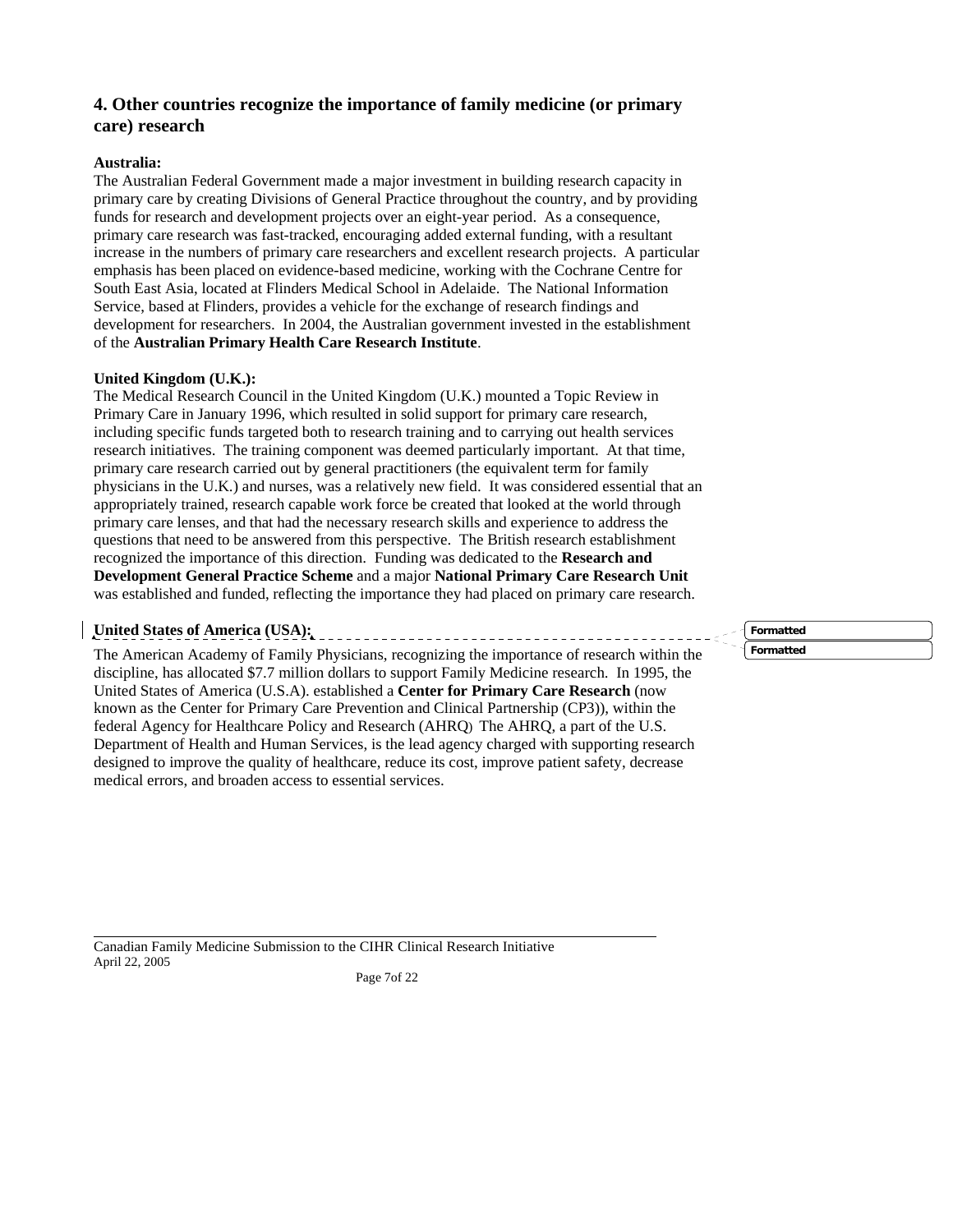## 4. Other countries recognize the importance of family medicine (or primary care) research

**Australia:**
The Australian Federal Government made a major investment in building research capacity in primary care by creating Divisions of General Practice throughout the country, and by providing funds for research and development projects over an eight-year period. As a consequence, primary care research was fast-tracked, encouraging added external funding, with a resultant increase in the numbers of primary care researchers and excellent research projects. A particular emphasis has been placed on evidence-based medicine, working with the Cochrane Centre for South East Asia, located at Flinders Medical School in Adelaide. The National Information Service, based at Flinders, provides a vehicle for the exchange of research findings and development for researchers. In 2004, the Australian government invested in the establishment of the **Australian Primary Health Care Research Institute**.

**United Kingdom (U.K.):**
The Medical Research Council in the United Kingdom (U.K.) mounted a Topic Review in Primary Care in January 1996, which resulted in solid support for primary care research, including specific funds targeted both to research training and to carrying out health services research initiatives. The training component was deemed particularly important. At that time, primary care research carried out by general practitioners (the equivalent term for family physicians in the U.K.) and nurses, was a relatively new field. It was considered essential that an appropriately trained, research capable work force be created that looked at the world through primary care lenses, and that had the necessary research skills and experience to address the questions that need to be answered from this perspective. The British research establishment recognized the importance of this direction. Funding was dedicated to the **Research and Development General Practice Scheme** and a major **National Primary Care Research Unit** was established and funded, reflecting the importance they had placed on primary care research.

**United States of America (USA):**

The American Academy of Family Physicians, recognizing the importance of research within the discipline, has allocated $7.7 million dollars to support Family Medicine research. In 1995, the United States of America (U.S.A). established a **Center for Primary Care Research** (now known as the Center for Primary Care Prevention and Clinical Partnership (CP3)), within the federal Agency for Healthcare Policy and Research (AHRQ) The AHRQ, a part of the U.S. Department of Health and Human Services, is the lead agency charged with supporting research designed to improve the quality of healthcare, reduce its cost, improve patient safety, decrease medical errors, and broaden access to essential services.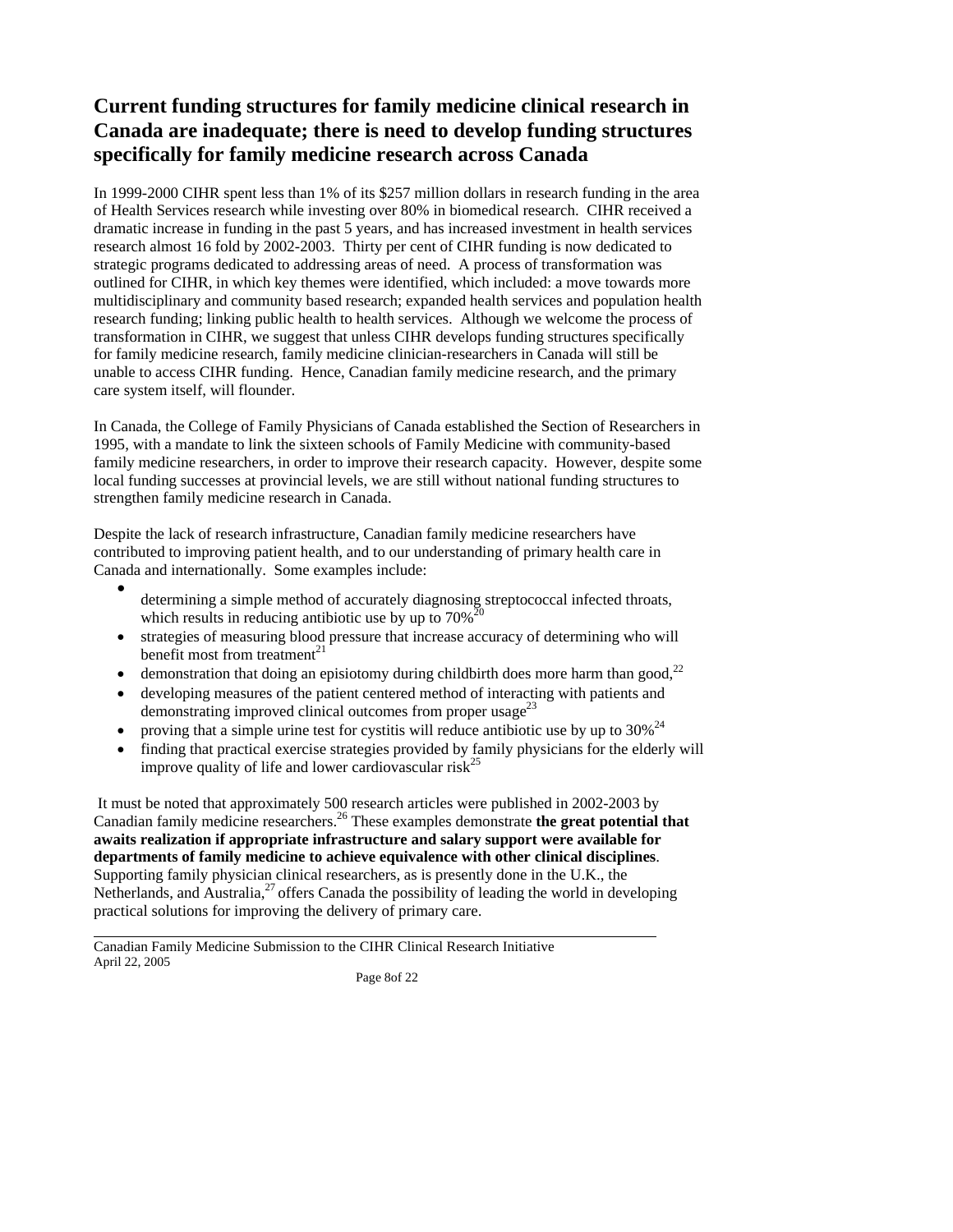## Current funding structures for family medicine clinical research in Canada are inadequate; there is need to develop funding structures specifically for family medicine research across Canada

In 1999-2000 CIHR spent less than 1% of its $257 million dollars in research funding in the area of Health Services research while investing over 80% in biomedical research. CIHR received a dramatic increase in funding in the past 5 years, and has increased investment in health services research almost 16 fold by 2002-2003. Thirty per cent of CIHR funding is now dedicated to strategic programs dedicated to addressing areas of need. A process of transformation was outlined for CIHR, in which key themes were identified, which included: a move towards more multidisciplinary and community based research; expanded health services and population health research funding; linking public health to health services. Although we welcome the process of transformation in CIHR, we suggest that unless CIHR develops funding structures specifically for family medicine research, family medicine clinician-researchers in Canada will still be unable to access CIHR funding. Hence, Canadian family medicine research, and the primary care system itself, will flounder.

In Canada, the College of Family Physicians of Canada established the Section of Researchers in 1995, with a mandate to link the sixteen schools of Family Medicine with community-based family medicine researchers, in order to improve their research capacity. However, despite some local funding successes at provincial levels, we are still without national funding structures to strengthen family medicine research in Canada.

Despite the lack of research infrastructure, Canadian family medicine researchers have contributed to improving patient health, and to our understanding of primary health care in Canada and internationally. Some examples include:

- determining a simple method of accurately diagnosing streptococcal infected throats, which results in reducing antibiotic use by up to 70%[20]
- strategies of measuring blood pressure that increase accuracy of determining who will benefit most from treatment[21]
- demonstration that doing an episiotomy during childbirth does more harm than good,[22]
- developing measures of the patient centered method of interacting with patients and demonstrating improved clinical outcomes from proper usage[23]
- proving that a simple urine test for cystitis will reduce antibiotic use by up to 30%[24]
- finding that practical exercise strategies provided by family physicians for the elderly will improve quality of life and lower cardiovascular risk[25]

It must be noted that approximately 500 research articles were published in 2002-2003 by Canadian family medicine researchers.[26] These examples demonstrate **the great potential that awaits realization if appropriate infrastructure and salary support were available for departments of family medicine to achieve equivalence with other clinical disciplines**. Supporting family physician clinical researchers, as is presently done in the U.K., the Netherlands, and Australia,[27] offers Canada the possibility of leading the world in developing practical solutions for improving the delivery of primary care.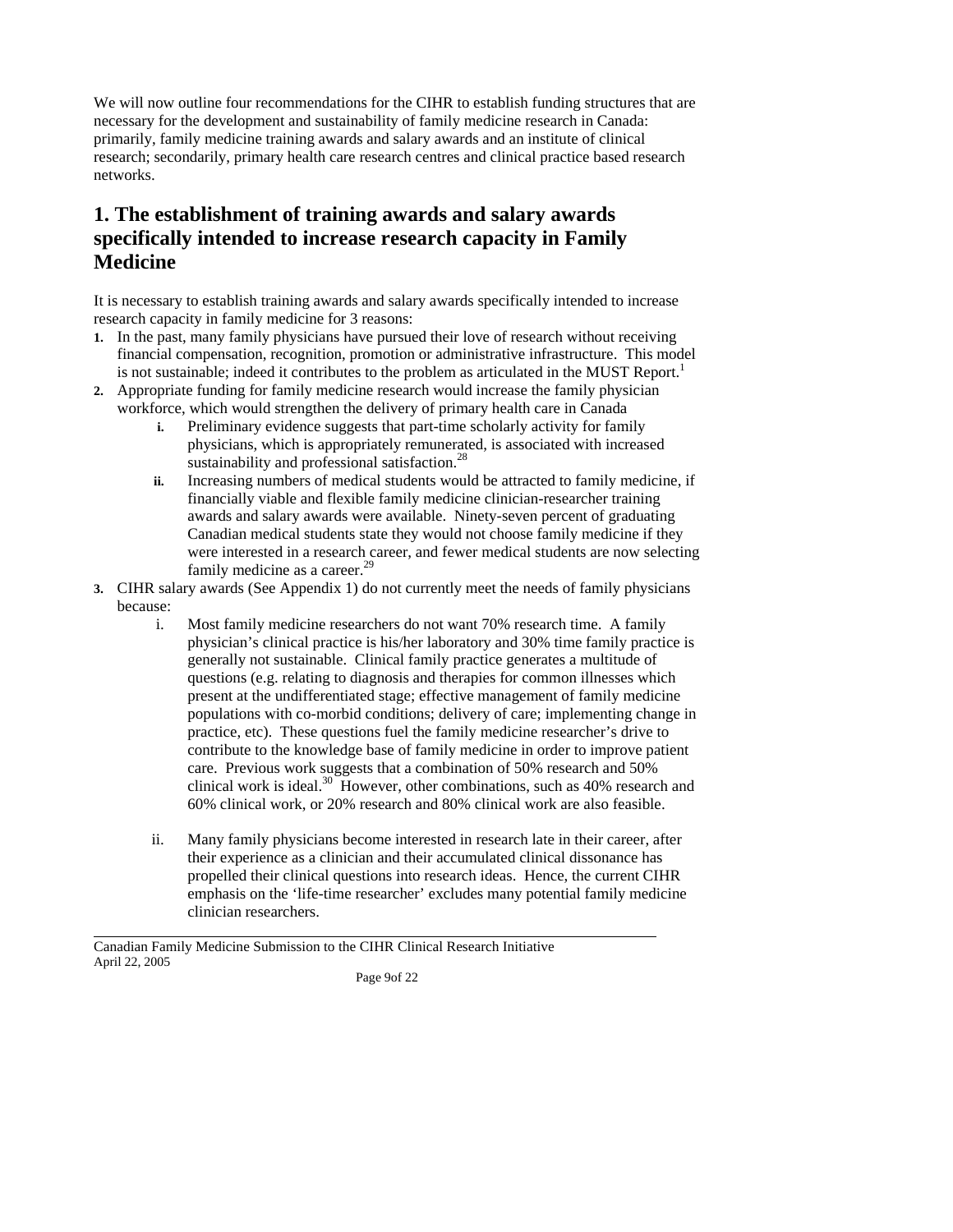We will now outline four recommendations for the CIHR to establish funding structures that are necessary for the development and sustainability of family medicine research in Canada: primarily, family medicine training awards and salary awards and an institute of clinical research; secondarily, primary health care research centres and clinical practice based research networks.

## 1. The establishment of training awards and salary awards specifically intended to increase research capacity in Family Medicine

It is necessary to establish training awards and salary awards specifically intended to increase research capacity in family medicine for 3 reasons:

1. In the past, many family physicians have pursued their love of research without receiving financial compensation, recognition, promotion or administrative infrastructure. This model is not sustainable; indeed it contributes to the problem as articulated in the MUST Report.[1]
2. Appropriate funding for family medicine research would increase the family physician workforce, which would strengthen the delivery of primary health care in Canada
   i. Preliminary evidence suggests that part-time scholarly activity for family physicians, which is appropriately remunerated, is associated with increased sustainability and professional satisfaction.[28]
   ii. Increasing numbers of medical students would be attracted to family medicine, if financially viable and flexible family medicine clinician-researcher training awards and salary awards were available. Ninety-seven percent of graduating Canadian medical students state they would not choose family medicine if they were interested in a research career, and fewer medical students are now selecting family medicine as a career.[29]
3. CIHR salary awards (See Appendix 1) do not currently meet the needs of family physicians because:
   i. Most family medicine researchers do not want 70% research time. A family physician's clinical practice is his/her laboratory and 30% time family practice is generally not sustainable. Clinical family practice generates a multitude of questions (e.g. relating to diagnosis and therapies for common illnesses which present at the undifferentiated stage; effective management of family medicine populations with co-morbid conditions; delivery of care; implementing change in practice, etc). These questions fuel the family medicine researcher's drive to contribute to the knowledge base of family medicine in order to improve patient care. Previous work suggests that a combination of 50% research and 50% clinical work is ideal.[30] However, other combinations, such as 40% research and 60% clinical work, or 20% research and 80% clinical work are also feasible.

   ii. Many family physicians become interested in research late in their career, after their experience as a clinician and their accumulated clinical dissonance has propelled their clinical questions into research ideas. Hence, the current CIHR emphasis on the 'life-time researcher' excludes many potential family medicine clinician researchers.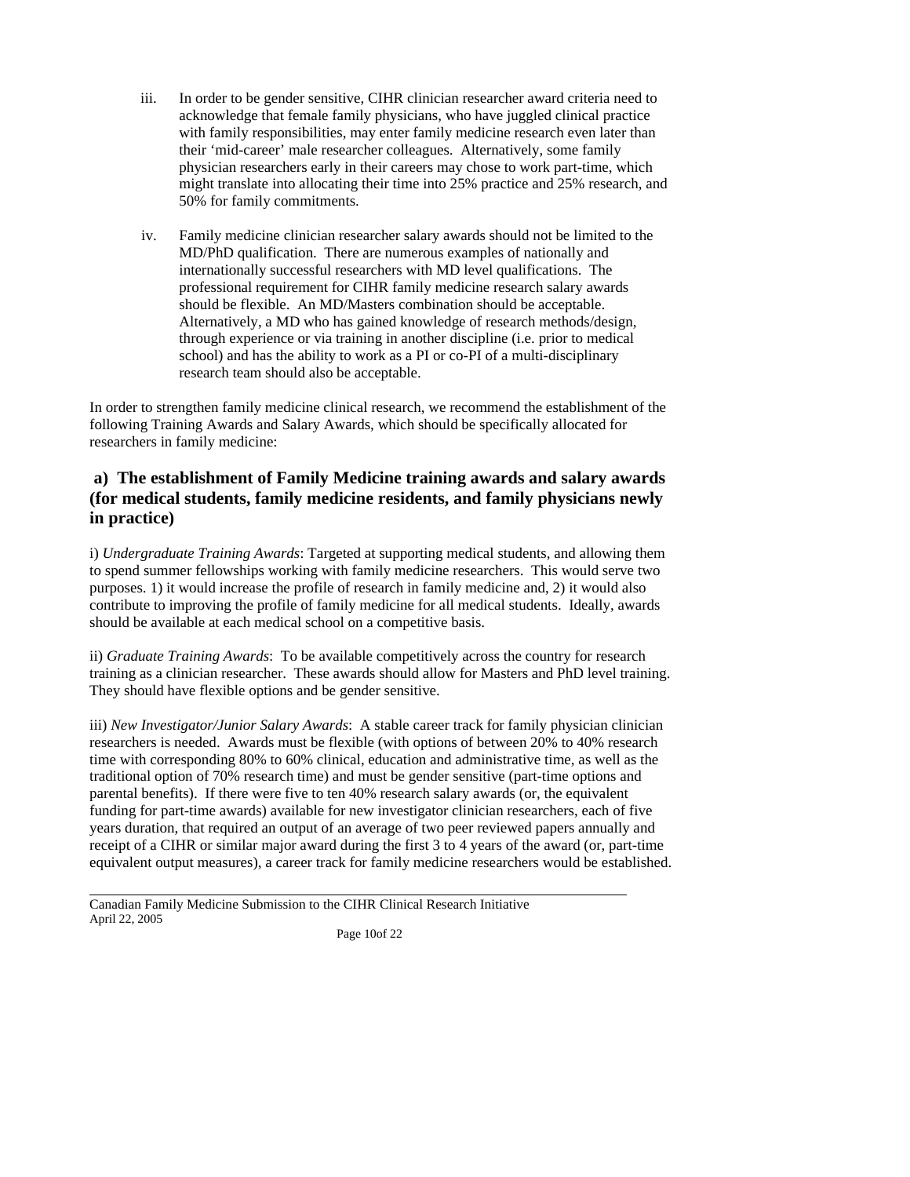iii. In order to be gender sensitive, CIHR clinician researcher award criteria need to acknowledge that female family physicians, who have juggled clinical practice with family responsibilities, may enter family medicine research even later than their 'mid-career' male researcher colleagues. Alternatively, some family physician researchers early in their careers may chose to work part-time, which might translate into allocating their time into 25% practice and 25% research, and 50% for family commitments.

iv. Family medicine clinician researcher salary awards should not be limited to the MD/PhD qualification. There are numerous examples of nationally and internationally successful researchers with MD level qualifications. The professional requirement for CIHR family medicine research salary awards should be flexible. An MD/Masters combination should be acceptable. Alternatively, a MD who has gained knowledge of research methods/design, through experience or via training in another discipline (i.e. prior to medical school) and has the ability to work as a PI or co-PI of a multi-disciplinary research team should also be acceptable.

In order to strengthen family medicine clinical research, we recommend the establishment of the following Training Awards and Salary Awards, which should be specifically allocated for researchers in family medicine:

## a) The establishment of Family Medicine training awards and salary awards (for medical students, family medicine residents, and family physicians newly in practice)

i) *Undergraduate Training Awards*: Targeted at supporting medical students, and allowing them to spend summer fellowships working with family medicine researchers. This would serve two purposes. 1) it would increase the profile of research in family medicine and, 2) it would also contribute to improving the profile of family medicine for all medical students. Ideally, awards should be available at each medical school on a competitive basis.

ii) *Graduate Training Awards*: To be available competitively across the country for research training as a clinician researcher. These awards should allow for Masters and PhD level training. They should have flexible options and be gender sensitive.

iii) *New Investigator/Junior Salary Awards*: A stable career track for family physician clinician researchers is needed. Awards must be flexible (with options of between 20% to 40% research time with corresponding 80% to 60% clinical, education and administrative time, as well as the traditional option of 70% research time) and must be gender sensitive (part-time options and parental benefits). If there were five to ten 40% research salary awards (or, the equivalent funding for part-time awards) available for new investigator clinician researchers, each of five years duration, that required an output of an average of two peer reviewed papers annually and receipt of a CIHR or similar major award during the first 3 to 4 years of the award (or, part-time equivalent output measures), a career track for family medicine researchers would be established.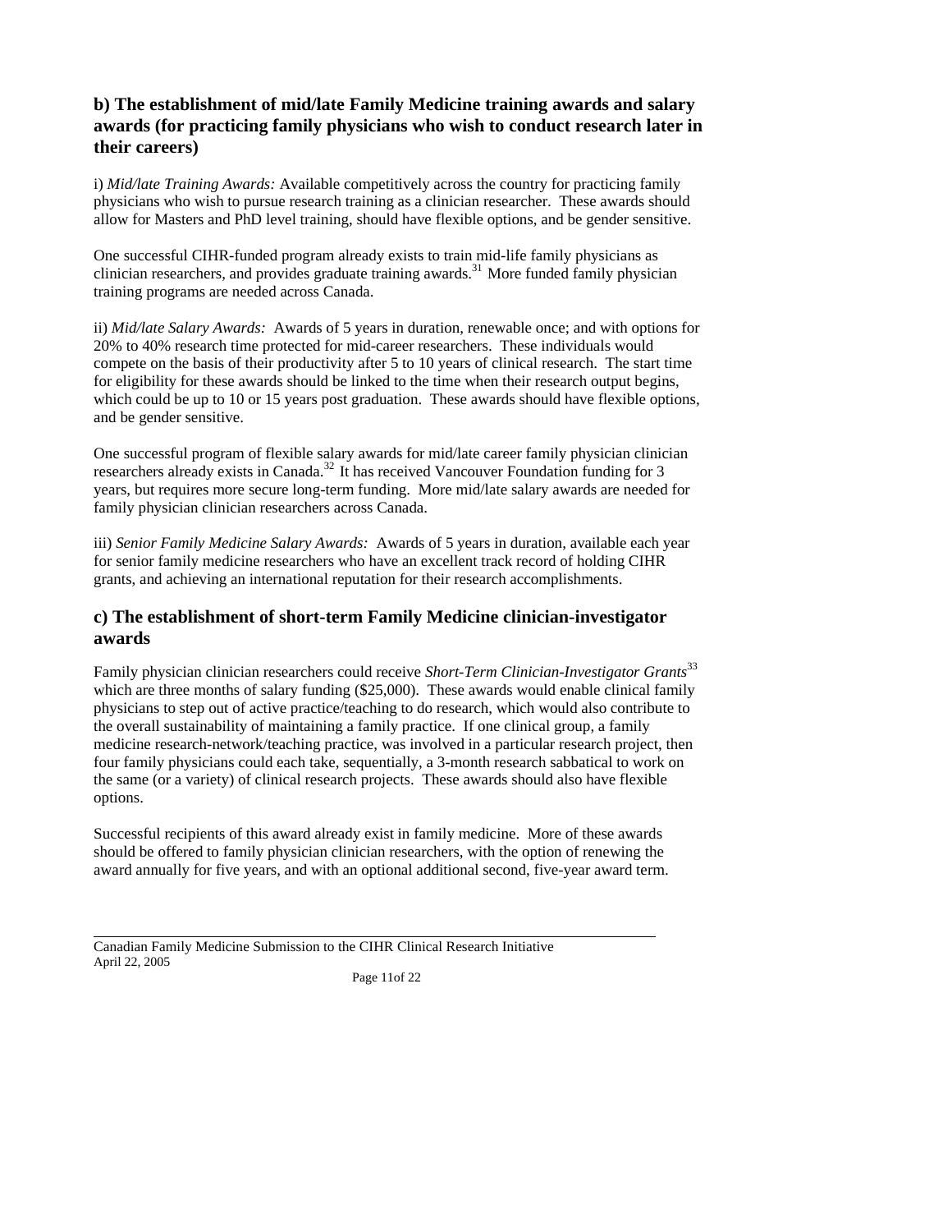## b) The establishment of mid/late Family Medicine training awards and salary awards (for practicing family physicians who wish to conduct research later in their careers)

i) *Mid/late Training Awards:* Available competitively across the country for practicing family physicians who wish to pursue research training as a clinician researcher. These awards should allow for Masters and PhD level training, should have flexible options, and be gender sensitive.

One successful CIHR-funded program already exists to train mid-life family physicians as clinician researchers, and provides graduate training awards.[31] More funded family physician training programs are needed across Canada.

ii) *Mid/late Salary Awards:* Awards of 5 years in duration, renewable once; and with options for 20% to 40% research time protected for mid-career researchers. These individuals would compete on the basis of their productivity after 5 to 10 years of clinical research. The start time for eligibility for these awards should be linked to the time when their research output begins, which could be up to 10 or 15 years post graduation. These awards should have flexible options, and be gender sensitive.

One successful program of flexible salary awards for mid/late career family physician clinician researchers already exists in Canada.[32] It has received Vancouver Foundation funding for 3 years, but requires more secure long-term funding. More mid/late salary awards are needed for family physician clinician researchers across Canada.

iii) *Senior Family Medicine Salary Awards:* Awards of 5 years in duration, available each year for senior family medicine researchers who have an excellent track record of holding CIHR grants, and achieving an international reputation for their research accomplishments.

## c) The establishment of short-term Family Medicine clinician-investigator awards

Family physician clinician researchers could receive *Short-Term Clinician-Investigator Grants*[33] which are three months of salary funding ($25,000). These awards would enable clinical family physicians to step out of active practice/teaching to do research, which would also contribute to the overall sustainability of maintaining a family practice. If one clinical group, a family medicine research-network/teaching practice, was involved in a particular research project, then four family physicians could each take, sequentially, a 3-month research sabbatical to work on the same (or a variety) of clinical research projects. These awards should also have flexible options.

Successful recipients of this award already exist in family medicine. More of these awards should be offered to family physician clinician researchers, with the option of renewing the award annually for five years, and with an optional additional second, five-year award term.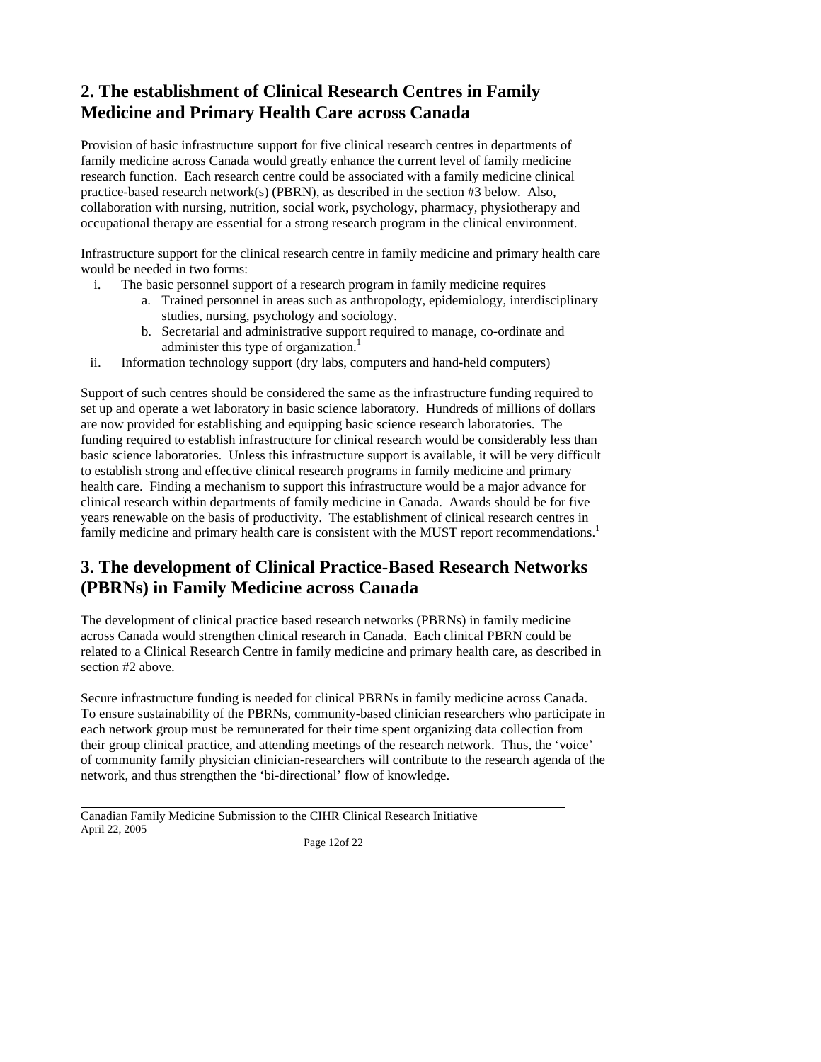## 2. The establishment of Clinical Research Centres in Family Medicine and Primary Health Care across Canada

Provision of basic infrastructure support for five clinical research centres in departments of family medicine across Canada would greatly enhance the current level of family medicine research function. Each research centre could be associated with a family medicine clinical practice-based research network(s) (PBRN), as described in the section #3 below. Also, collaboration with nursing, nutrition, social work, psychology, pharmacy, physiotherapy and occupational therapy are essential for a strong research program in the clinical environment.

Infrastructure support for the clinical research centre in family medicine and primary health care would be needed in two forms:

i. The basic personnel support of a research program in family medicine requires
   a. Trained personnel in areas such as anthropology, epidemiology, interdisciplinary studies, nursing, psychology and sociology.
   b. Secretarial and administrative support required to manage, co-ordinate and administer this type of organization.[1]

ii. Information technology support (dry labs, computers and hand-held computers)

Support of such centres should be considered the same as the infrastructure funding required to set up and operate a wet laboratory in basic science laboratory. Hundreds of millions of dollars are now provided for establishing and equipping basic science research laboratories. The funding required to establish infrastructure for clinical research would be considerably less than basic science laboratories. Unless this infrastructure support is available, it will be very difficult to establish strong and effective clinical research programs in family medicine and primary health care. Finding a mechanism to support this infrastructure would be a major advance for clinical research within departments of family medicine in Canada. Awards should be for five years renewable on the basis of productivity. The establishment of clinical research centres in family medicine and primary health care is consistent with the MUST report recommendations.[1]

## 3. The development of Clinical Practice-Based Research Networks (PBRNs) in Family Medicine across Canada

The development of clinical practice based research networks (PBRNs) in family medicine across Canada would strengthen clinical research in Canada. Each clinical PBRN could be related to a Clinical Research Centre in family medicine and primary health care, as described in section #2 above.

Secure infrastructure funding is needed for clinical PBRNs in family medicine across Canada. To ensure sustainability of the PBRNs, community-based clinician researchers who participate in each network group must be remunerated for their time spent organizing data collection from their group clinical practice, and attending meetings of the research network. Thus, the 'voice' of community family physician clinician-researchers will contribute to the research agenda of the network, and thus strengthen the 'bi-directional' flow of knowledge.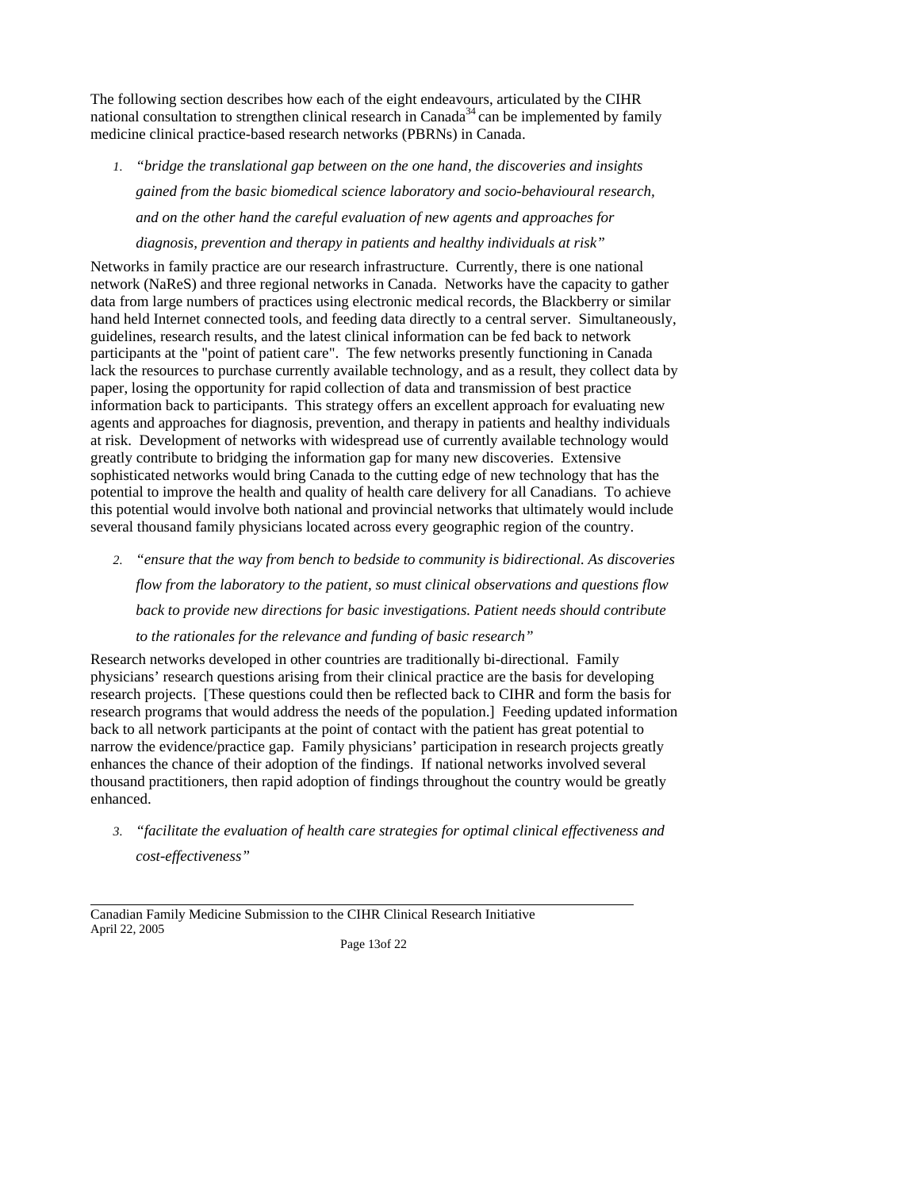The following section describes how each of the eight endeavours, articulated by the CIHR national consultation to strengthen clinical research in Canada[34] can be implemented by family medicine clinical practice-based research networks (PBRNs) in Canada.

1. *"bridge the translational gap between on the one hand, the discoveries and insights gained from the basic biomedical science laboratory and socio-behavioural research, and on the other hand the careful evaluation of new agents and approaches for diagnosis, prevention and therapy in patients and healthy individuals at risk"*

Networks in family practice are our research infrastructure. Currently, there is one national network (NaReS) and three regional networks in Canada. Networks have the capacity to gather data from large numbers of practices using electronic medical records, the Blackberry or similar hand held Internet connected tools, and feeding data directly to a central server. Simultaneously, guidelines, research results, and the latest clinical information can be fed back to network participants at the "point of patient care". The few networks presently functioning in Canada lack the resources to purchase currently available technology, and as a result, they collect data by paper, losing the opportunity for rapid collection of data and transmission of best practice information back to participants. This strategy offers an excellent approach for evaluating new agents and approaches for diagnosis, prevention, and therapy in patients and healthy individuals at risk. Development of networks with widespread use of currently available technology would greatly contribute to bridging the information gap for many new discoveries. Extensive sophisticated networks would bring Canada to the cutting edge of new technology that has the potential to improve the health and quality of health care delivery for all Canadians. To achieve this potential would involve both national and provincial networks that ultimately would include several thousand family physicians located across every geographic region of the country.

2. *"ensure that the way from bench to bedside to community is bidirectional. As discoveries flow from the laboratory to the patient, so must clinical observations and questions flow back to provide new directions for basic investigations. Patient needs should contribute to the rationales for the relevance and funding of basic research"*

Research networks developed in other countries are traditionally bi-directional. Family physicians' research questions arising from their clinical practice are the basis for developing research projects. [These questions could then be reflected back to CIHR and form the basis for research programs that would address the needs of the population.] Feeding updated information back to all network participants at the point of contact with the patient has great potential to narrow the evidence/practice gap. Family physicians' participation in research projects greatly enhances the chance of their adoption of the findings. If national networks involved several thousand practitioners, then rapid adoption of findings throughout the country would be greatly enhanced.

3. *"facilitate the evaluation of health care strategies for optimal clinical effectiveness and cost-effectiveness"*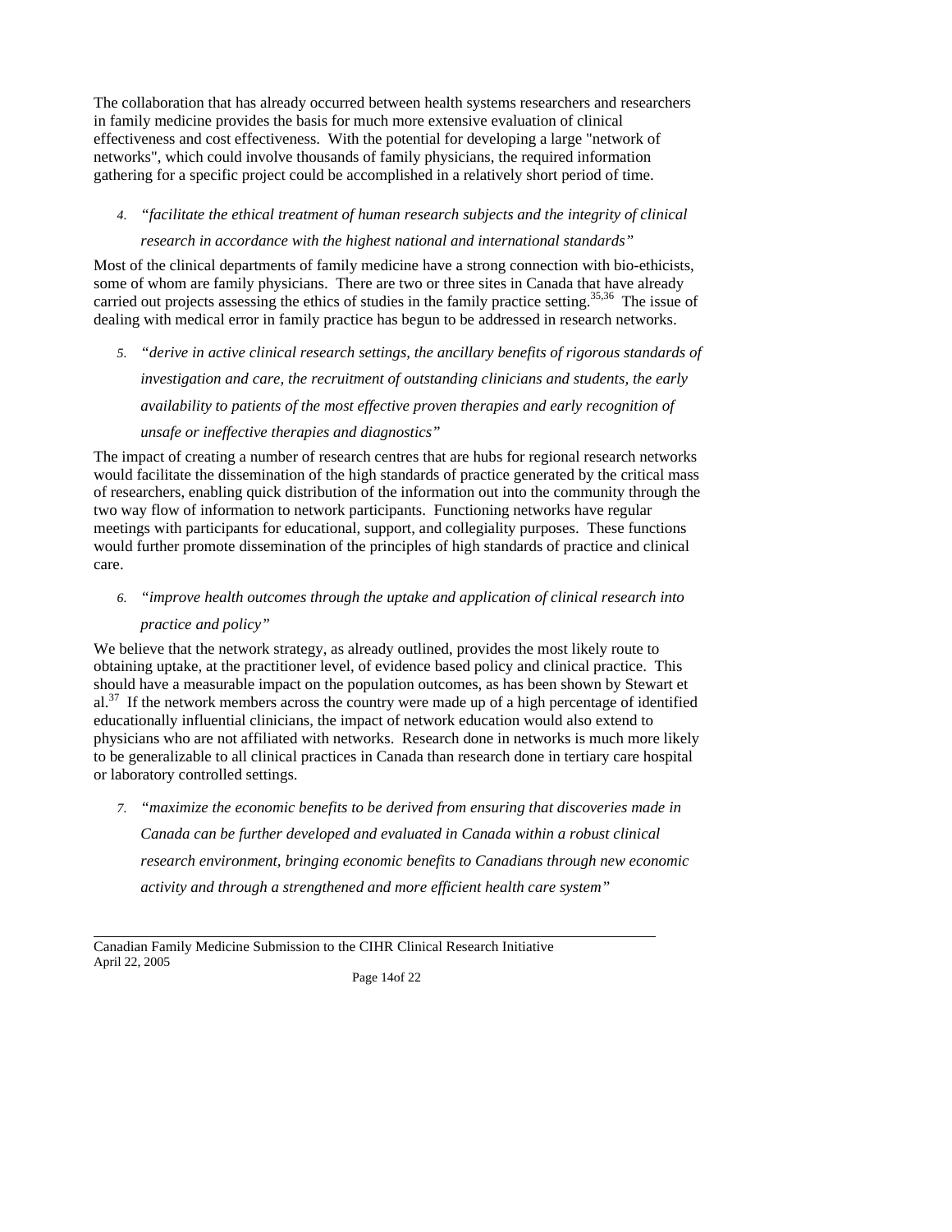The collaboration that has already occurred between health systems researchers and researchers in family medicine provides the basis for much more extensive evaluation of clinical effectiveness and cost effectiveness. With the potential for developing a large "network of networks", which could involve thousands of family physicians, the required information gathering for a specific project could be accomplished in a relatively short period of time.

4. *"facilitate the ethical treatment of human research subjects and the integrity of clinical research in accordance with the highest national and international standards"*

Most of the clinical departments of family medicine have a strong connection with bio-ethicists, some of whom are family physicians. There are two or three sites in Canada that have already carried out projects assessing the ethics of studies in the family practice setting.[35,36] The issue of dealing with medical error in family practice has begun to be addressed in research networks.

5. *"derive in active clinical research settings, the ancillary benefits of rigorous standards of investigation and care, the recruitment of outstanding clinicians and students, the early availability to patients of the most effective proven therapies and early recognition of unsafe or ineffective therapies and diagnostics"*

The impact of creating a number of research centres that are hubs for regional research networks would facilitate the dissemination of the high standards of practice generated by the critical mass of researchers, enabling quick distribution of the information out into the community through the two way flow of information to network participants. Functioning networks have regular meetings with participants for educational, support, and collegiality purposes. These functions would further promote dissemination of the principles of high standards of practice and clinical care.

6. *"improve health outcomes through the uptake and application of clinical research into practice and policy"*

We believe that the network strategy, as already outlined, provides the most likely route to obtaining uptake, at the practitioner level, of evidence based policy and clinical practice. This should have a measurable impact on the population outcomes, as has been shown by Stewart et al.[37] If the network members across the country were made up of a high percentage of identified educationally influential clinicians, the impact of network education would also extend to physicians who are not affiliated with networks. Research done in networks is much more likely to be generalizable to all clinical practices in Canada than research done in tertiary care hospital or laboratory controlled settings.

7. *"maximize the economic benefits to be derived from ensuring that discoveries made in Canada can be further developed and evaluated in Canada within a robust clinical research environment, bringing economic benefits to Canadians through new economic activity and through a strengthened and more efficient health care system"*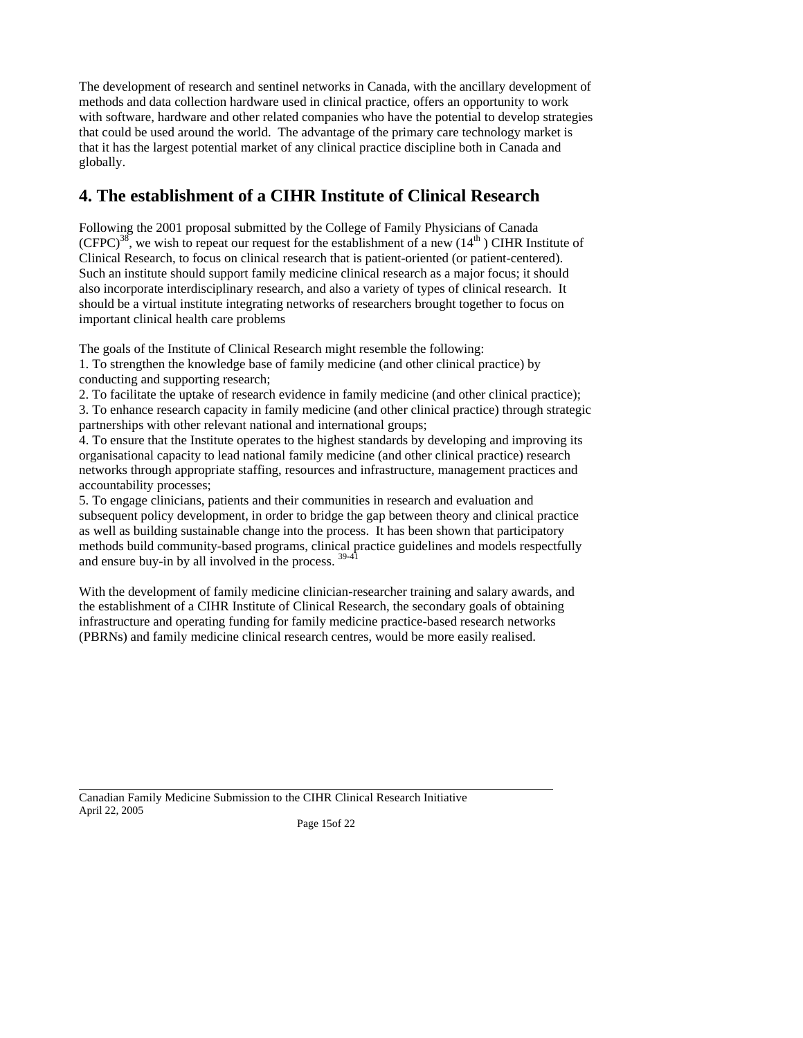The development of research and sentinel networks in Canada, with the ancillary development of methods and data collection hardware used in clinical practice, offers an opportunity to work with software, hardware and other related companies who have the potential to develop strategies that could be used around the world. The advantage of the primary care technology market is that it has the largest potential market of any clinical practice discipline both in Canada and globally.

## 4. The establishment of a CIHR Institute of Clinical Research

Following the 2001 proposal submitted by the College of Family Physicians of Canada (CFPC)[38], we wish to repeat our request for the establishment of a new (14th) CIHR Institute of Clinical Research, to focus on clinical research that is patient-oriented (or patient-centered). Such an institute should support family medicine clinical research as a major focus; it should also incorporate interdisciplinary research, and also a variety of types of clinical research. It should be a virtual institute integrating networks of researchers brought together to focus on important clinical health care problems

The goals of the Institute of Clinical Research might resemble the following:

1. To strengthen the knowledge base of family medicine (and other clinical practice) by conducting and supporting research;
2. To facilitate the uptake of research evidence in family medicine (and other clinical practice);
3. To enhance research capacity in family medicine (and other clinical practice) through strategic partnerships with other relevant national and international groups;
4. To ensure that the Institute operates to the highest standards by developing and improving its organisational capacity to lead national family medicine (and other clinical practice) research networks through appropriate staffing, resources and infrastructure, management practices and accountability processes;
5. To engage clinicians, patients and their communities in research and evaluation and subsequent policy development, in order to bridge the gap between theory and clinical practice as well as building sustainable change into the process. It has been shown that participatory methods build community-based programs, clinical practice guidelines and models respectfully and ensure buy-in by all involved in the process. [39-41]

With the development of family medicine clinician-researcher training and salary awards, and the establishment of a CIHR Institute of Clinical Research, the secondary goals of obtaining infrastructure and operating funding for family medicine practice-based research networks (PBRNs) and family medicine clinical research centres, would be more easily realised.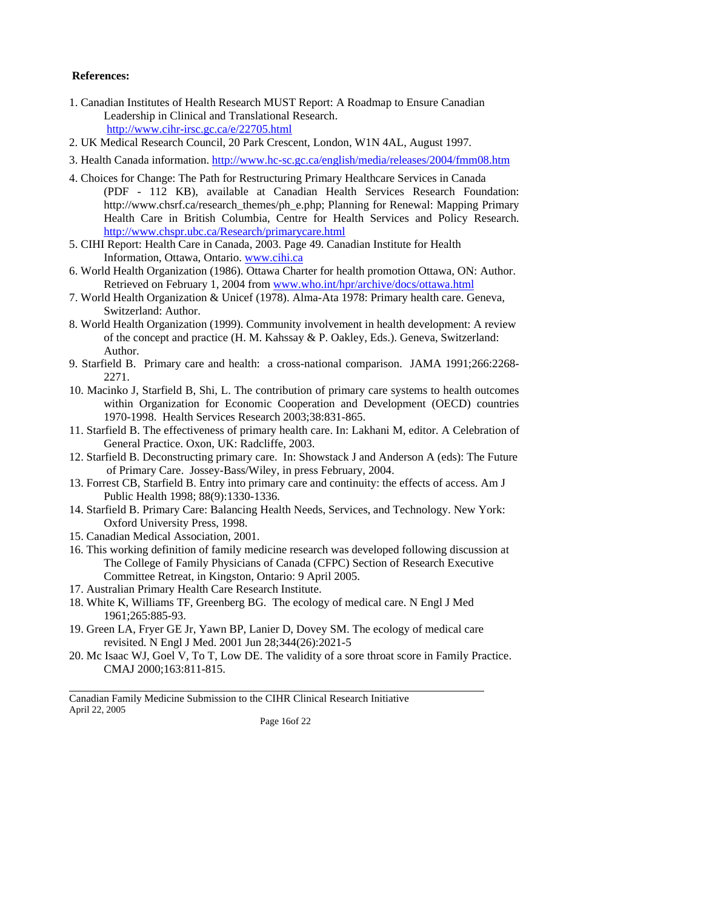**References:**

1. Canadian Institutes of Health Research MUST Report: A Roadmap to Ensure Canadian Leadership in Clinical and Translational Research. http://www.cihr-irsc.gc.ca/e/22705.html
2. UK Medical Research Council, 20 Park Crescent, London, W1N 4AL, August 1997.
3. Health Canada information. http://www.hc-sc.gc.ca/english/media/releases/2004/fmm08.htm
4. Choices for Change: The Path for Restructuring Primary Healthcare Services in Canada (PDF - 112 KB), available at Canadian Health Services Research Foundation: http://www.chsrf.ca/research_themes/ph_e.php; Planning for Renewal: Mapping Primary Health Care in British Columbia, Centre for Health Services and Policy Research. http://www.chspr.ubc.ca/Research/primarycare.html
5. CIHI Report: Health Care in Canada, 2003. Page 49. Canadian Institute for Health Information, Ottawa, Ontario. www.cihi.ca
6. World Health Organization (1986). Ottawa Charter for health promotion Ottawa, ON: Author. Retrieved on February 1, 2004 from www.who.int/hpr/archive/docs/ottawa.html
7. World Health Organization & Unicef (1978). Alma-Ata 1978: Primary health care. Geneva, Switzerland: Author.
8. World Health Organization (1999). Community involvement in health development: A review of the concept and practice (H. M. Kahssay & P. Oakley, Eds.). Geneva, Switzerland: Author.
9. Starfield B. Primary care and health: a cross-national comparison. JAMA 1991;266:2268-2271.
10. Macinko J, Starfield B, Shi, L. The contribution of primary care systems to health outcomes within Organization for Economic Cooperation and Development (OECD) countries 1970-1998. Health Services Research 2003;38:831-865.
11. Starfield B. The effectiveness of primary health care. In: Lakhani M, editor. A Celebration of General Practice. Oxon, UK: Radcliffe, 2003.
12. Starfield B. Deconstructing primary care. In: Showstack J and Anderson A (eds): The Future of Primary Care. Jossey-Bass/Wiley, in press February, 2004.
13. Forrest CB, Starfield B. Entry into primary care and continuity: the effects of access. Am J Public Health 1998; 88(9):1330-1336.
14. Starfield B. Primary Care: Balancing Health Needs, Services, and Technology. New York: Oxford University Press, 1998.
15. Canadian Medical Association, 2001.
16. This working definition of family medicine research was developed following discussion at The College of Family Physicians of Canada (CFPC) Section of Research Executive Committee Retreat, in Kingston, Ontario: 9 April 2005.
17. Australian Primary Health Care Research Institute.
18. White K, Williams TF, Greenberg BG. The ecology of medical care. N Engl J Med 1961;265:885-93.
19. Green LA, Fryer GE Jr, Yawn BP, Lanier D, Dovey SM. The ecology of medical care revisited. N Engl J Med. 2001 Jun 28;344(26):2021-5
20. Mc Isaac WJ, Goel V, To T, Low DE. The validity of a sore throat score in Family Practice. CMAJ 2000;163:811-815.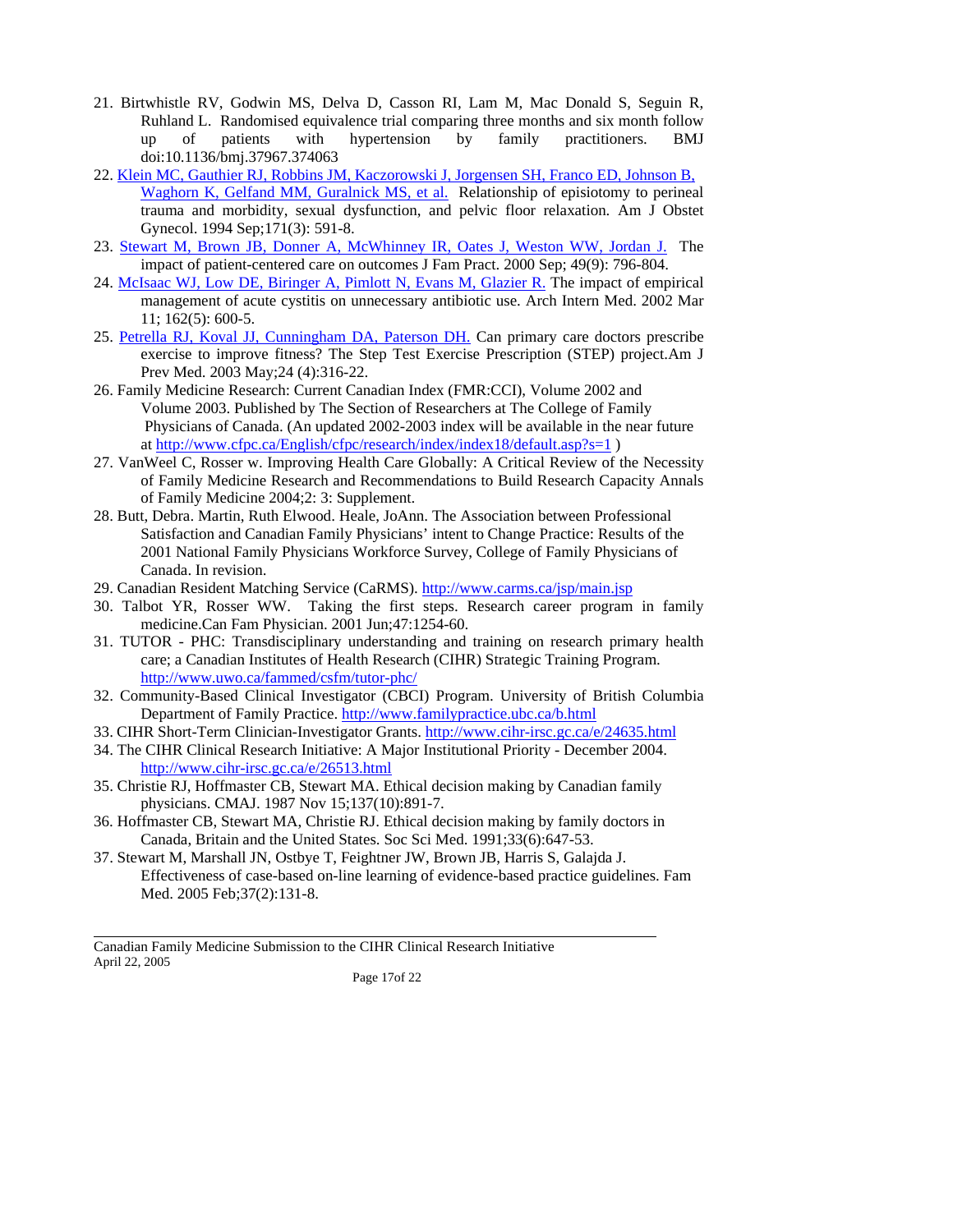21. Birtwhistle RV, Godwin MS, Delva D, Casson RI, Lam M, Mac Donald S, Seguin R, Ruhland L. Randomised equivalence trial comparing three months and six month follow up of patients with hypertension by family practitioners. BMJ doi:10.1136/bmj.37967.374063
22. Klein MC, Gauthier RJ, Robbins JM, Kaczorowski J, Jorgensen SH, Franco ED, Johnson B, Waghorn K, Gelfand MM, Guralnick MS, et al. Relationship of episiotomy to perineal trauma and morbidity, sexual dysfunction, and pelvic floor relaxation. Am J Obstet Gynecol. 1994 Sep;171(3): 591-8.
23. Stewart M, Brown JB, Donner A, McWhinney IR, Oates J, Weston WW, Jordan J. The impact of patient-centered care on outcomes J Fam Pract. 2000 Sep; 49(9): 796-804.
24. McIsaac WJ, Low DE, Biringer A, Pimlott N, Evans M, Glazier R. The impact of empirical management of acute cystitis on unnecessary antibiotic use. Arch Intern Med. 2002 Mar 11; 162(5): 600-5.
25. Petrella RJ, Koval JJ, Cunningham DA, Paterson DH. Can primary care doctors prescribe exercise to improve fitness? The Step Test Exercise Prescription (STEP) project.Am J Prev Med. 2003 May;24 (4):316-22.
26. Family Medicine Research: Current Canadian Index (FMR:CCI), Volume 2002 and Volume 2003. Published by The Section of Researchers at The College of Family Physicians of Canada. (An updated 2002-2003 index will be available in the near future at http://www.cfpc.ca/English/cfpc/research/index/index18/default.asp?s=1 )
27. VanWeel C, Rosser w. Improving Health Care Globally: A Critical Review of the Necessity of Family Medicine Research and Recommendations to Build Research Capacity Annals of Family Medicine 2004;2: 3: Supplement.
28. Butt, Debra. Martin, Ruth Elwood. Heale, JoAnn. The Association between Professional Satisfaction and Canadian Family Physicians' intent to Change Practice: Results of the 2001 National Family Physicians Workforce Survey, College of Family Physicians of Canada. In revision.
29. Canadian Resident Matching Service (CaRMS). http://www.carms.ca/jsp/main.jsp
30. Talbot YR, Rosser WW. Taking the first steps. Research career program in family medicine.Can Fam Physician. 2001 Jun;47:1254-60.
31. TUTOR - PHC: Transdisciplinary understanding and training on research primary health care; a Canadian Institutes of Health Research (CIHR) Strategic Training Program. http://www.uwo.ca/fammed/csfm/tutor-phc/
32. Community-Based Clinical Investigator (CBCI) Program. University of British Columbia Department of Family Practice. http://www.familypractice.ubc.ca/b.html
33. CIHR Short-Term Clinician-Investigator Grants. http://www.cihr-irsc.gc.ca/e/24635.html
34. The CIHR Clinical Research Initiative: A Major Institutional Priority - December 2004. http://www.cihr-irsc.gc.ca/e/26513.html
35. Christie RJ, Hoffmaster CB, Stewart MA. Ethical decision making by Canadian family physicians. CMAJ. 1987 Nov 15;137(10):891-7.
36. Hoffmaster CB, Stewart MA, Christie RJ. Ethical decision making by family doctors in Canada, Britain and the United States. Soc Sci Med. 1991;33(6):647-53.
37. Stewart M, Marshall JN, Ostbye T, Feightner JW, Brown JB, Harris S, Galajda J. Effectiveness of case-based on-line learning of evidence-based practice guidelines. Fam Med. 2005 Feb;37(2):131-8.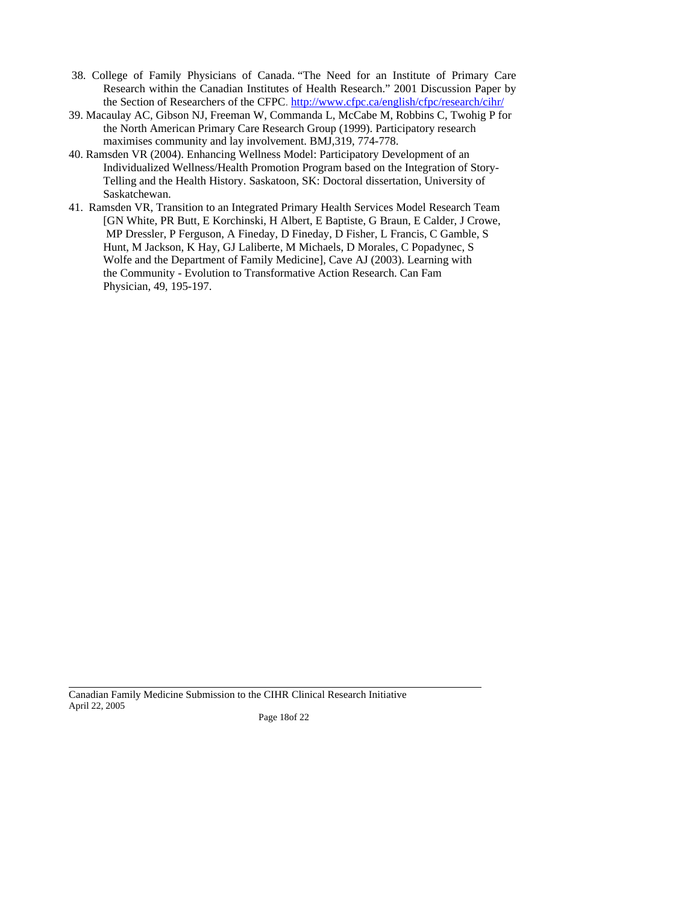38. College of Family Physicians of Canada. "The Need for an Institute of Primary Care Research within the Canadian Institutes of Health Research." 2001 Discussion Paper by the Section of Researchers of the CFPC. http://www.cfpc.ca/english/cfpc/research/cihr/
39. Macaulay AC, Gibson NJ, Freeman W, Commanda L, McCabe M, Robbins C, Twohig P for the North American Primary Care Research Group (1999). Participatory research maximises community and lay involvement. BMJ,319, 774-778.
40. Ramsden VR (2004). Enhancing Wellness Model: Participatory Development of an Individualized Wellness/Health Promotion Program based on the Integration of Story-Telling and the Health History. Saskatoon, SK: Doctoral dissertation, University of Saskatchewan.
41. Ramsden VR, Transition to an Integrated Primary Health Services Model Research Team [GN White, PR Butt, E Korchinski, H Albert, E Baptiste, G Braun, E Calder, J Crowe, MP Dressler, P Ferguson, A Fineday, D Fineday, D Fisher, L Francis, C Gamble, S Hunt, M Jackson, K Hay, GJ Laliberte, M Michaels, D Morales, C Popadynec, S Wolfe and the Department of Family Medicine], Cave AJ (2003). Learning with the Community - Evolution to Transformative Action Research. Can Fam Physician, 49, 195-197.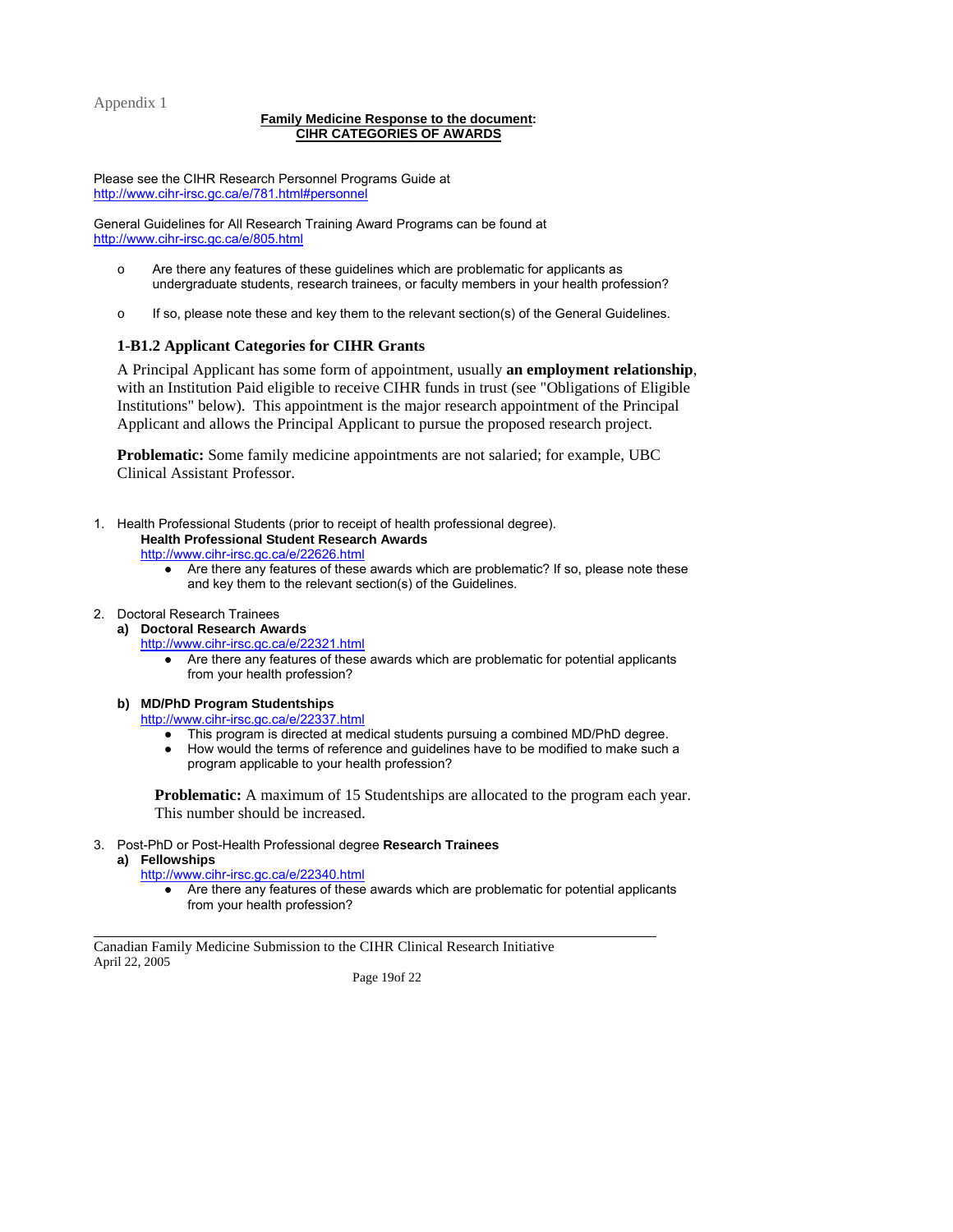Appendix 1

**Family Medicine Response to the document:**
**CIHR CATEGORIES OF AWARDS**

Please see the CIHR Research Personnel Programs Guide at
http://www.cihr-irsc.gc.ca/e/781.html#personnel

General Guidelines for All Research Training Award Programs can be found at
http://www.cihr-irsc.gc.ca/e/805.html

- Are there any features of these guidelines which are problematic for applicants as undergraduate students, research trainees, or faculty members in your health profession?
- If so, please note these and key them to the relevant section(s) of the General Guidelines.

### 1-B1.2 Applicant Categories for CIHR Grants

A Principal Applicant has some form of appointment, usually **an employment relationship**, with an Institution Paid eligible to receive CIHR funds in trust (see "Obligations of Eligible Institutions" below). This appointment is the major research appointment of the Principal Applicant and allows the Principal Applicant to pursue the proposed research project.

**Problematic:** Some family medicine appointments are not salaried; for example, UBC Clinical Assistant Professor.

1. Health Professional Students (prior to receipt of health professional degree).
   **Health Professional Student Research Awards**
   http://www.cihr-irsc.gc.ca/e/22626.html
   - Are there any features of these awards which are problematic? If so, please note these and key them to the relevant section(s) of the Guidelines.

2. Doctoral Research Trainees
   **a) Doctoral Research Awards**
   http://www.cihr-irsc.gc.ca/e/22321.html
   - Are there any features of these awards which are problematic for potential applicants from your health profession?

   **b) MD/PhD Program Studentships**
   http://www.cihr-irsc.gc.ca/e/22337.html
   - This program is directed at medical students pursuing a combined MD/PhD degree.
   - How would the terms of reference and guidelines have to be modified to make such a program applicable to your health profession?

   **Problematic:** A maximum of 15 Studentships are allocated to the program each year. This number should be increased.

3. Post-PhD or Post-Health Professional degree **Research Trainees**
   **a) Fellowships**
   http://www.cihr-irsc.gc.ca/e/22340.html
   - Are there any features of these awards which are problematic for potential applicants from your health profession?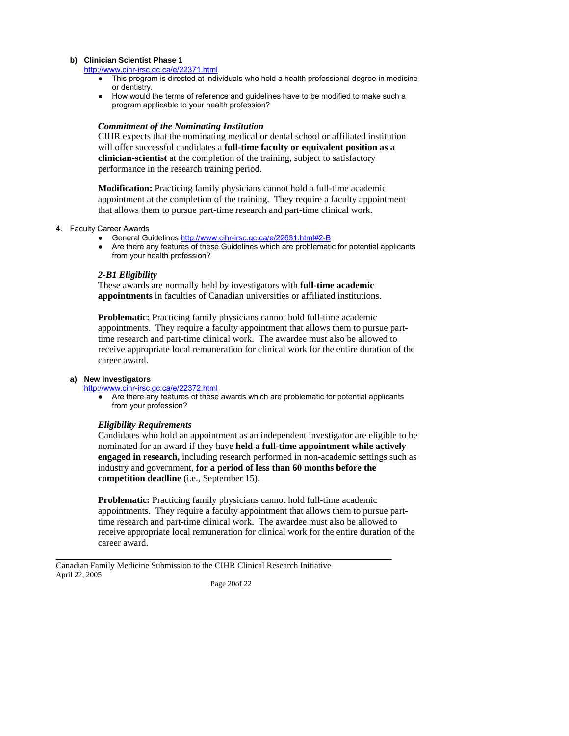#### b) Clinician Scientist Phase 1

http://www.cihr-irsc.gc.ca/e/22371.html

- This program is directed at individuals who hold a health professional degree in medicine or dentistry.
- How would the terms of reference and guidelines have to be modified to make such a program applicable to your health profession?

***Commitment of the Nominating Institution***

CIHR expects that the nominating medical or dental school or affiliated institution will offer successful candidates a **full-time faculty or equivalent position as a clinician-scientist** at the completion of the training, subject to satisfactory performance in the research training period.

**Modification:** Practicing family physicians cannot hold a full-time academic appointment at the completion of the training. They require a faculty appointment that allows them to pursue part-time research and part-time clinical work.

4. Faculty Career Awards
   - General Guidelines http://www.cihr-irsc.gc.ca/e/22631.html#2-B
   - Are there any features of these Guidelines which are problematic for potential applicants from your health profession?

***2-B1 Eligibility***

These awards are normally held by investigators with **full-time academic appointments** in faculties of Canadian universities or affiliated institutions.

**Problematic:** Practicing family physicians cannot hold full-time academic appointments. They require a faculty appointment that allows them to pursue part-time research and part-time clinical work. The awardee must also be allowed to receive appropriate local remuneration for clinical work for the entire duration of the career award.

#### a) New Investigators

http://www.cihr-irsc.gc.ca/e/22372.html

- Are there any features of these awards which are problematic for potential applicants from your profession?

***Eligibility Requirements***

Candidates who hold an appointment as an independent investigator are eligible to be nominated for an award if they have **held a full-time appointment while actively engaged in research,** including research performed in non-academic settings such as industry and government, **for a period of less than 60 months before the competition deadline** (i.e., September 15).

**Problematic:** Practicing family physicians cannot hold full-time academic appointments. They require a faculty appointment that allows them to pursue part-time research and part-time clinical work. The awardee must also be allowed to receive appropriate local remuneration for clinical work for the entire duration of the career award.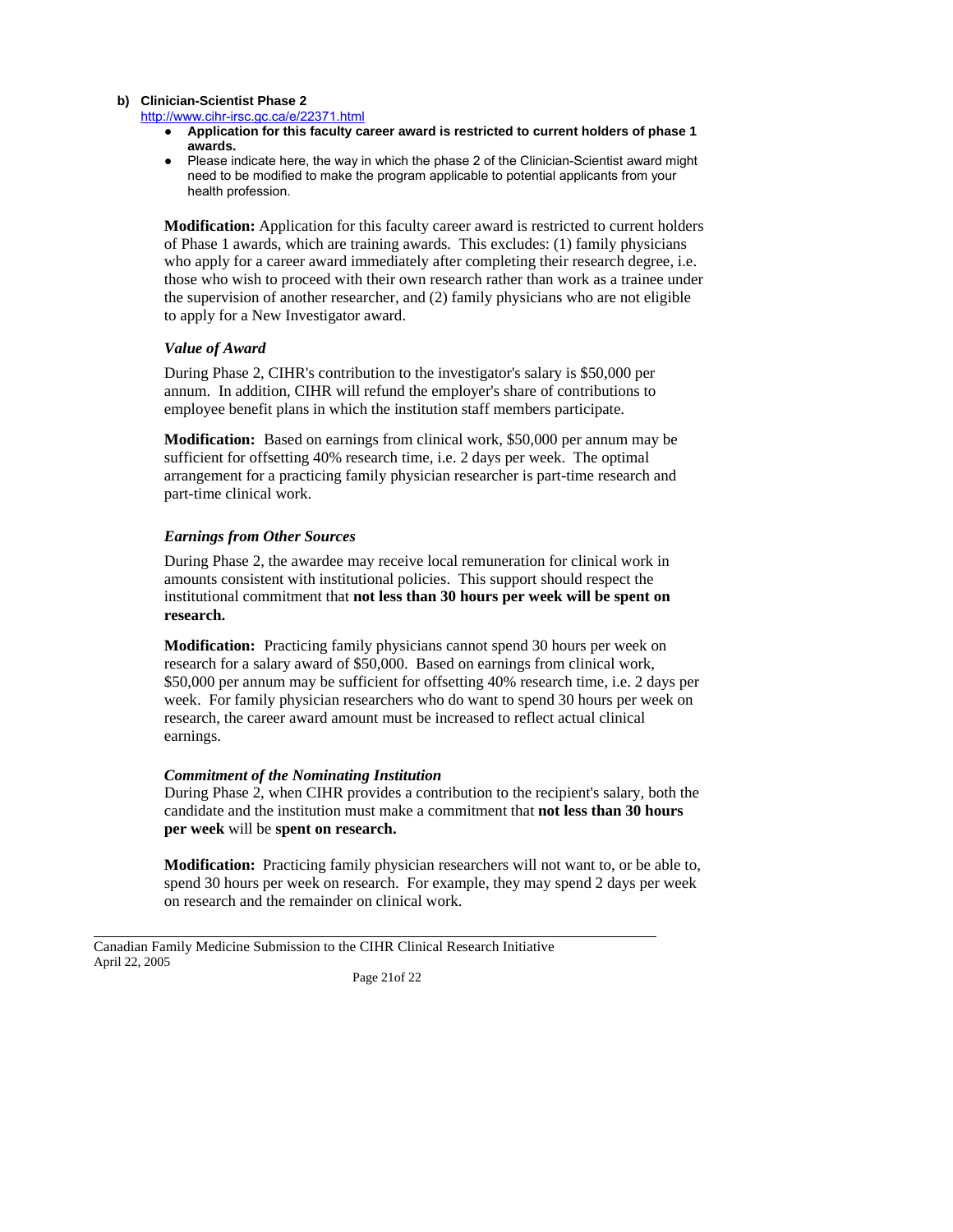**b) Clinician-Scientist Phase 2**

http://www.cihr-irsc.gc.ca/e/22371.html

- **Application for this faculty career award is restricted to current holders of phase 1 awards.**
- Please indicate here, the way in which the phase 2 of the Clinician-Scientist award might need to be modified to make the program applicable to potential applicants from your health profession.

**Modification:** Application for this faculty career award is restricted to current holders of Phase 1 awards, which are training awards. This excludes: (1) family physicians who apply for a career award immediately after completing their research degree, i.e. those who wish to proceed with their own research rather than work as a trainee under the supervision of another researcher, and (2) family physicians who are not eligible to apply for a New Investigator award.

***Value of Award***

During Phase 2, CIHR's contribution to the investigator's salary is $50,000 per annum. In addition, CIHR will refund the employer's share of contributions to employee benefit plans in which the institution staff members participate.

**Modification:** Based on earnings from clinical work, $50,000 per annum may be sufficient for offsetting 40% research time, i.e. 2 days per week. The optimal arrangement for a practicing family physician researcher is part-time research and part-time clinical work.

***Earnings from Other Sources***

During Phase 2, the awardee may receive local remuneration for clinical work in amounts consistent with institutional policies. This support should respect the institutional commitment that **not less than 30 hours per week will be spent on research.**

**Modification:** Practicing family physicians cannot spend 30 hours per week on research for a salary award of $50,000. Based on earnings from clinical work, $50,000 per annum may be sufficient for offsetting 40% research time, i.e. 2 days per week. For family physician researchers who do want to spend 30 hours per week on research, the career award amount must be increased to reflect actual clinical earnings.

***Commitment of the Nominating Institution***

During Phase 2, when CIHR provides a contribution to the recipient's salary, both the candidate and the institution must make a commitment that **not less than 30 hours per week** will be **spent on research.**

**Modification:** Practicing family physician researchers will not want to, or be able to, spend 30 hours per week on research. For example, they may spend 2 days per week on research and the remainder on clinical work.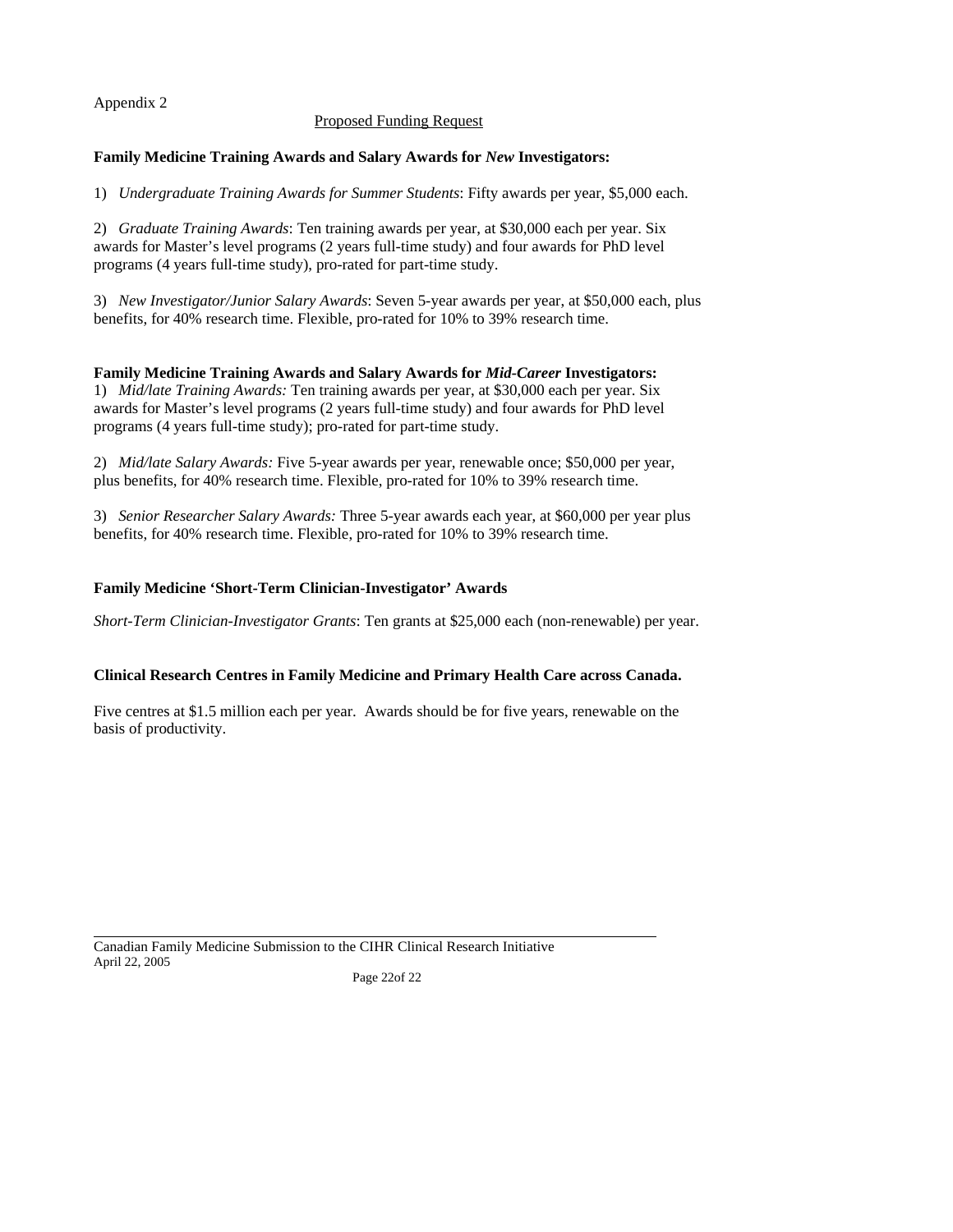Appendix 2

Proposed Funding Request

**Family Medicine Training Awards and Salary Awards for *New* Investigators:**

1) *Undergraduate Training Awards for Summer Students*: Fifty awards per year, $5,000 each.

2) *Graduate Training Awards*: Ten training awards per year, at $30,000 each per year. Six awards for Master's level programs (2 years full-time study) and four awards for PhD level programs (4 years full-time study), pro-rated for part-time study.

3) *New Investigator/Junior Salary Awards*: Seven 5-year awards per year, at $50,000 each, plus benefits, for 40% research time. Flexible, pro-rated for 10% to 39% research time.

**Family Medicine Training Awards and Salary Awards for *Mid-Career* Investigators:**

1) *Mid/late Training Awards:* Ten training awards per year, at $30,000 each per year. Six awards for Master's level programs (2 years full-time study) and four awards for PhD level programs (4 years full-time study); pro-rated for part-time study.

2) *Mid/late Salary Awards:* Five 5-year awards per year, renewable once; $50,000 per year, plus benefits, for 40% research time. Flexible, pro-rated for 10% to 39% research time.

3) *Senior Researcher Salary Awards:* Three 5-year awards each year, at $60,000 per year plus benefits, for 40% research time. Flexible, pro-rated for 10% to 39% research time.

**Family Medicine 'Short-Term Clinician-Investigator' Awards**

*Short-Term Clinician-Investigator Grants*: Ten grants at $25,000 each (non-renewable) per year.

**Clinical Research Centres in Family Medicine and Primary Health Care across Canada.**

Five centres at $1.5 million each per year. Awards should be for five years, renewable on the basis of productivity.